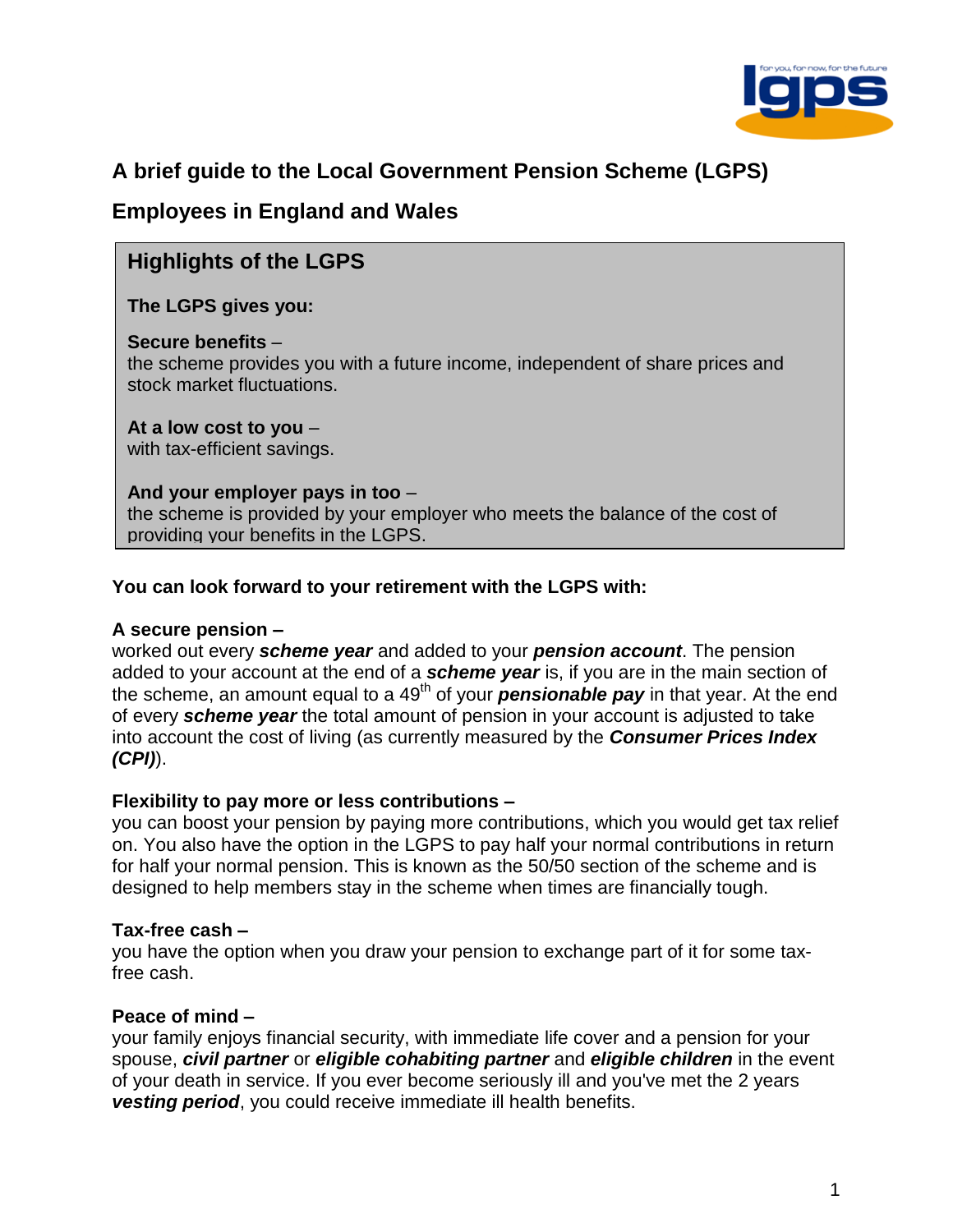# A brief guide to the Local Government Pension Scheme (LGPS)

## Employees in England and Wales

### Highlights of the LGPS

**The LGPS gives you:**

**Secure benefits** –
the scheme provides you with a future income, independent of share prices and stock market fluctuations.

**At a low cost to you** –
with tax-efficient savings.

**And your employer pays in too** –
the scheme is provided by your employer who meets the balance of the cost of providing your benefits in the LGPS.

**You can look forward to your retirement with the LGPS with:**

**A secure pension –**
worked out every ***scheme year*** and added to your ***pension account***. The pension added to your account at the end of a ***scheme year*** is, if you are in the main section of the scheme, an amount equal to a 49th of your ***pensionable pay*** in that year. At the end of every ***scheme year*** the total amount of pension in your account is adjusted to take into account the cost of living (as currently measured by the ***Consumer Prices Index (CPI)***).

**Flexibility to pay more or less contributions –**
you can boost your pension by paying more contributions, which you would get tax relief on. You also have the option in the LGPS to pay half your normal contributions in return for half your normal pension. This is known as the 50/50 section of the scheme and is designed to help members stay in the scheme when times are financially tough.

**Tax-free cash –**
you have the option when you draw your pension to exchange part of it for some tax-free cash.

**Peace of mind –**
your family enjoys financial security, with immediate life cover and a pension for your spouse, ***civil partner*** or ***eligible cohabiting partner*** and ***eligible children*** in the event of your death in service. If you ever become seriously ill and you've met the 2 years ***vesting period***, you could receive immediate ill health benefits.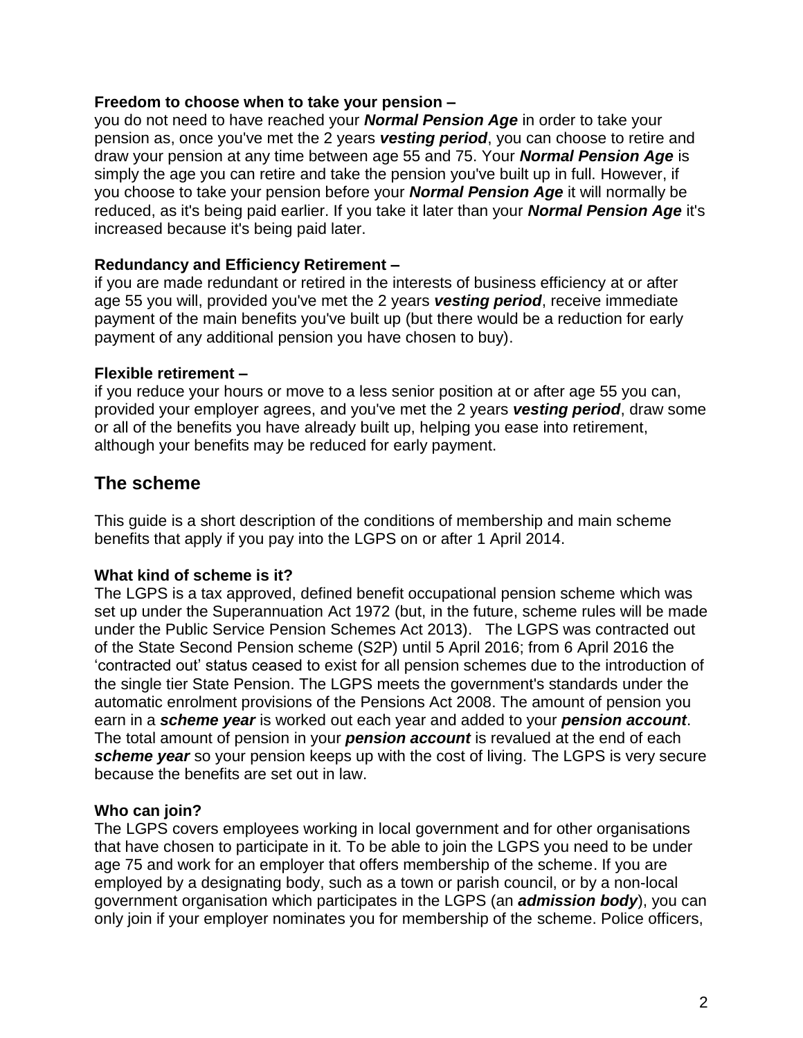**Freedom to choose when to take your pension –**
you do not need to have reached your ***Normal Pension Age*** in order to take your pension as, once you've met the 2 years ***vesting period***, you can choose to retire and draw your pension at any time between age 55 and 75. Your ***Normal Pension Age*** is simply the age you can retire and take the pension you've built up in full. However, if you choose to take your pension before your ***Normal Pension Age*** it will normally be reduced, as it's being paid earlier. If you take it later than your ***Normal Pension Age*** it's increased because it's being paid later.

**Redundancy and Efficiency Retirement –**
if you are made redundant or retired in the interests of business efficiency at or after age 55 you will, provided you've met the 2 years ***vesting period***, receive immediate payment of the main benefits you've built up (but there would be a reduction for early payment of any additional pension you have chosen to buy).

**Flexible retirement –**
if you reduce your hours or move to a less senior position at or after age 55 you can, provided your employer agrees, and you've met the 2 years ***vesting period***, draw some or all of the benefits you have already built up, helping you ease into retirement, although your benefits may be reduced for early payment.

## The scheme

This guide is a short description of the conditions of membership and main scheme benefits that apply if you pay into the LGPS on or after 1 April 2014.

**What kind of scheme is it?**
The LGPS is a tax approved, defined benefit occupational pension scheme which was set up under the Superannuation Act 1972 (but, in the future, scheme rules will be made under the Public Service Pension Schemes Act 2013). The LGPS was contracted out of the State Second Pension scheme (S2P) until 5 April 2016; from 6 April 2016 the 'contracted out' status ceased to exist for all pension schemes due to the introduction of the single tier State Pension. The LGPS meets the government's standards under the automatic enrolment provisions of the Pensions Act 2008. The amount of pension you earn in a ***scheme year*** is worked out each year and added to your ***pension account***. The total amount of pension in your ***pension account*** is revalued at the end of each ***scheme year*** so your pension keeps up with the cost of living. The LGPS is very secure because the benefits are set out in law.

**Who can join?**
The LGPS covers employees working in local government and for other organisations that have chosen to participate in it. To be able to join the LGPS you need to be under age 75 and work for an employer that offers membership of the scheme. If you are employed by a designating body, such as a town or parish council, or by a non-local government organisation which participates in the LGPS (an ***admission body***), you can only join if your employer nominates you for membership of the scheme. Police officers,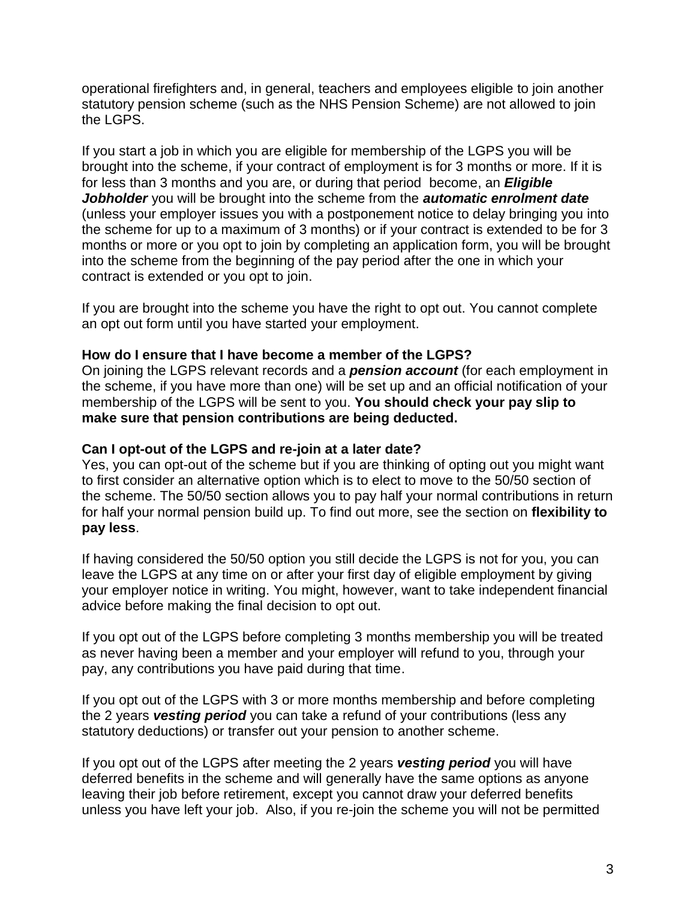operational firefighters and, in general, teachers and employees eligible to join another statutory pension scheme (such as the NHS Pension Scheme) are not allowed to join the LGPS.

If you start a job in which you are eligible for membership of the LGPS you will be brought into the scheme, if your contract of employment is for 3 months or more. If it is for less than 3 months and you are, or during that period become, an ***Eligible Jobholder*** you will be brought into the scheme from the ***automatic enrolment date*** (unless your employer issues you with a postponement notice to delay bringing you into the scheme for up to a maximum of 3 months) or if your contract is extended to be for 3 months or more or you opt to join by completing an application form, you will be brought into the scheme from the beginning of the pay period after the one in which your contract is extended or you opt to join.

If you are brought into the scheme you have the right to opt out. You cannot complete an opt out form until you have started your employment.

**How do I ensure that I have become a member of the LGPS?**

On joining the LGPS relevant records and a ***pension account*** (for each employment in the scheme, if you have more than one) will be set up and an official notification of your membership of the LGPS will be sent to you. **You should check your pay slip to make sure that pension contributions are being deducted.**

**Can I opt-out of the LGPS and re-join at a later date?**

Yes, you can opt-out of the scheme but if you are thinking of opting out you might want to first consider an alternative option which is to elect to move to the 50/50 section of the scheme. The 50/50 section allows you to pay half your normal contributions in return for half your normal pension build up. To find out more, see the section on **flexibility to pay less**.

If having considered the 50/50 option you still decide the LGPS is not for you, you can leave the LGPS at any time on or after your first day of eligible employment by giving your employer notice in writing. You might, however, want to take independent financial advice before making the final decision to opt out.

If you opt out of the LGPS before completing 3 months membership you will be treated as never having been a member and your employer will refund to you, through your pay, any contributions you have paid during that time.

If you opt out of the LGPS with 3 or more months membership and before completing the 2 years ***vesting period*** you can take a refund of your contributions (less any statutory deductions) or transfer out your pension to another scheme.

If you opt out of the LGPS after meeting the 2 years ***vesting period*** you will have deferred benefits in the scheme and will generally have the same options as anyone leaving their job before retirement, except you cannot draw your deferred benefits unless you have left your job. Also, if you re-join the scheme you will not be permitted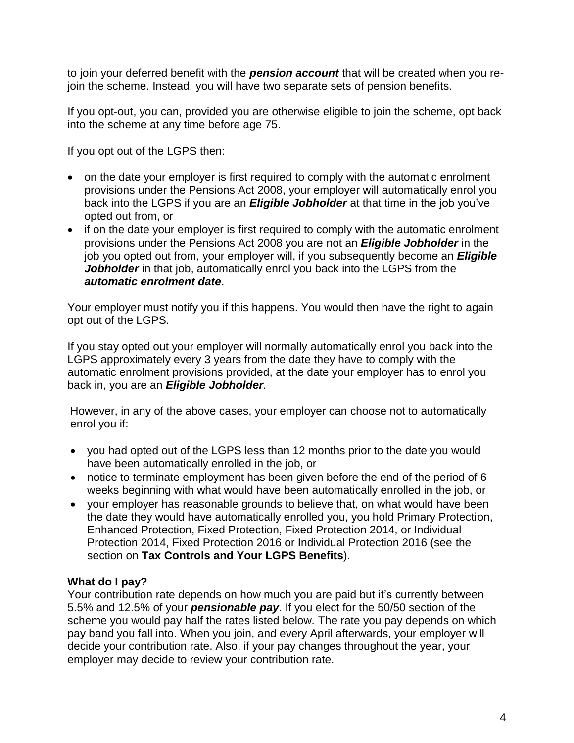to join your deferred benefit with the ***pension account*** that will be created when you re-join the scheme. Instead, you will have two separate sets of pension benefits.

If you opt-out, you can, provided you are otherwise eligible to join the scheme, opt back into the scheme at any time before age 75.

If you opt out of the LGPS then:

- on the date your employer is first required to comply with the automatic enrolment provisions under the Pensions Act 2008, your employer will automatically enrol you back into the LGPS if you are an ***Eligible Jobholder*** at that time in the job you've opted out from, or
- if on the date your employer is first required to comply with the automatic enrolment provisions under the Pensions Act 2008 you are not an ***Eligible Jobholder*** in the job you opted out from, your employer will, if you subsequently become an ***Eligible Jobholder*** in that job, automatically enrol you back into the LGPS from the ***automatic enrolment date***.

Your employer must notify you if this happens. You would then have the right to again opt out of the LGPS.

If you stay opted out your employer will normally automatically enrol you back into the LGPS approximately every 3 years from the date they have to comply with the automatic enrolment provisions provided, at the date your employer has to enrol you back in, you are an ***Eligible Jobholder***.

However, in any of the above cases, your employer can choose not to automatically enrol you if:

- you had opted out of the LGPS less than 12 months prior to the date you would have been automatically enrolled in the job, or
- notice to terminate employment has been given before the end of the period of 6 weeks beginning with what would have been automatically enrolled in the job, or
- your employer has reasonable grounds to believe that, on what would have been the date they would have automatically enrolled you, you hold Primary Protection, Enhanced Protection, Fixed Protection, Fixed Protection 2014, or Individual Protection 2014, Fixed Protection 2016 or Individual Protection 2016 (see the section on **Tax Controls and Your LGPS Benefits**).

**What do I pay?**

Your contribution rate depends on how much you are paid but it's currently between 5.5% and 12.5% of your ***pensionable pay***. If you elect for the 50/50 section of the scheme you would pay half the rates listed below. The rate you pay depends on which pay band you fall into. When you join, and every April afterwards, your employer will decide your contribution rate. Also, if your pay changes throughout the year, your employer may decide to review your contribution rate.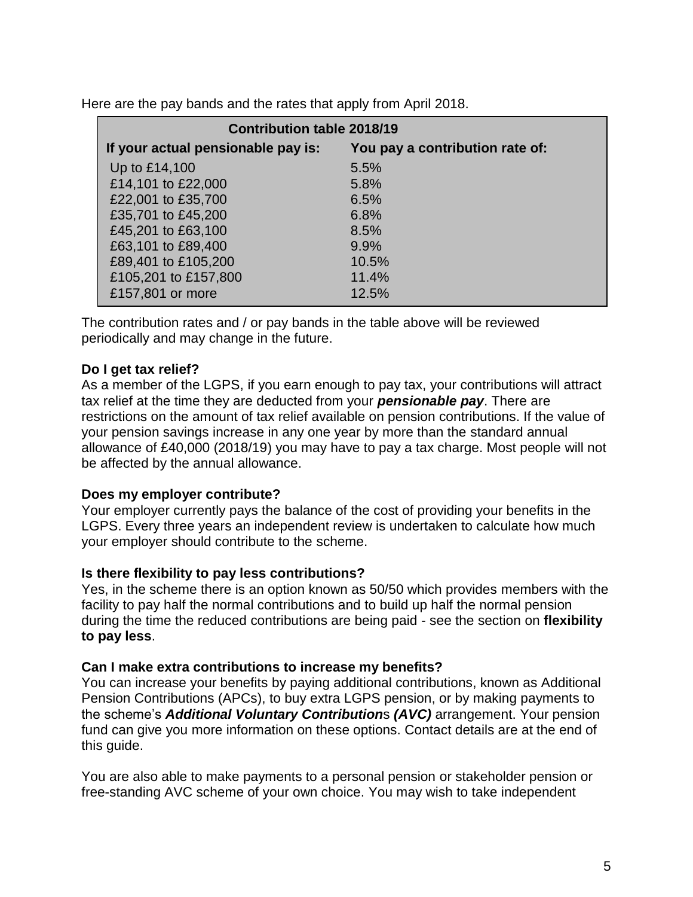Here are the pay bands and the rates that apply from April 2018.

| Contribution table 2018/19 | |
|---|---|
| **If your actual pensionable pay is:** | **You pay a contribution rate of:** |
| Up to £14,100 | 5.5% |
| £14,101 to £22,000 | 5.8% |
| £22,001 to £35,700 | 6.5% |
| £35,701 to £45,200 | 6.8% |
| £45,201 to £63,100 | 8.5% |
| £63,101 to £89,400 | 9.9% |
| £89,401 to £105,200 | 10.5% |
| £105,201 to £157,800 | 11.4% |
| £157,801 or more | 12.5% |

The contribution rates and / or pay bands in the table above will be reviewed periodically and may change in the future.

**Do I get tax relief?**

As a member of the LGPS, if you earn enough to pay tax, your contributions will attract tax relief at the time they are deducted from your ***pensionable pay***. There are restrictions on the amount of tax relief available on pension contributions. If the value of your pension savings increase in any one year by more than the standard annual allowance of £40,000 (2018/19) you may have to pay a tax charge. Most people will not be affected by the annual allowance.

**Does my employer contribute?**

Your employer currently pays the balance of the cost of providing your benefits in the LGPS. Every three years an independent review is undertaken to calculate how much your employer should contribute to the scheme.

**Is there flexibility to pay less contributions?**

Yes, in the scheme there is an option known as 50/50 which provides members with the facility to pay half the normal contributions and to build up half the normal pension during the time the reduced contributions are being paid - see the section on **flexibility to pay less**.

**Can I make extra contributions to increase my benefits?**

You can increase your benefits by paying additional contributions, known as Additional Pension Contributions (APCs), to buy extra LGPS pension, or by making payments to the scheme's ***Additional Voluntary Contribution***s ***(AVC)*** arrangement. Your pension fund can give you more information on these options. Contact details are at the end of this guide.

You are also able to make payments to a personal pension or stakeholder pension or free-standing AVC scheme of your own choice. You may wish to take independent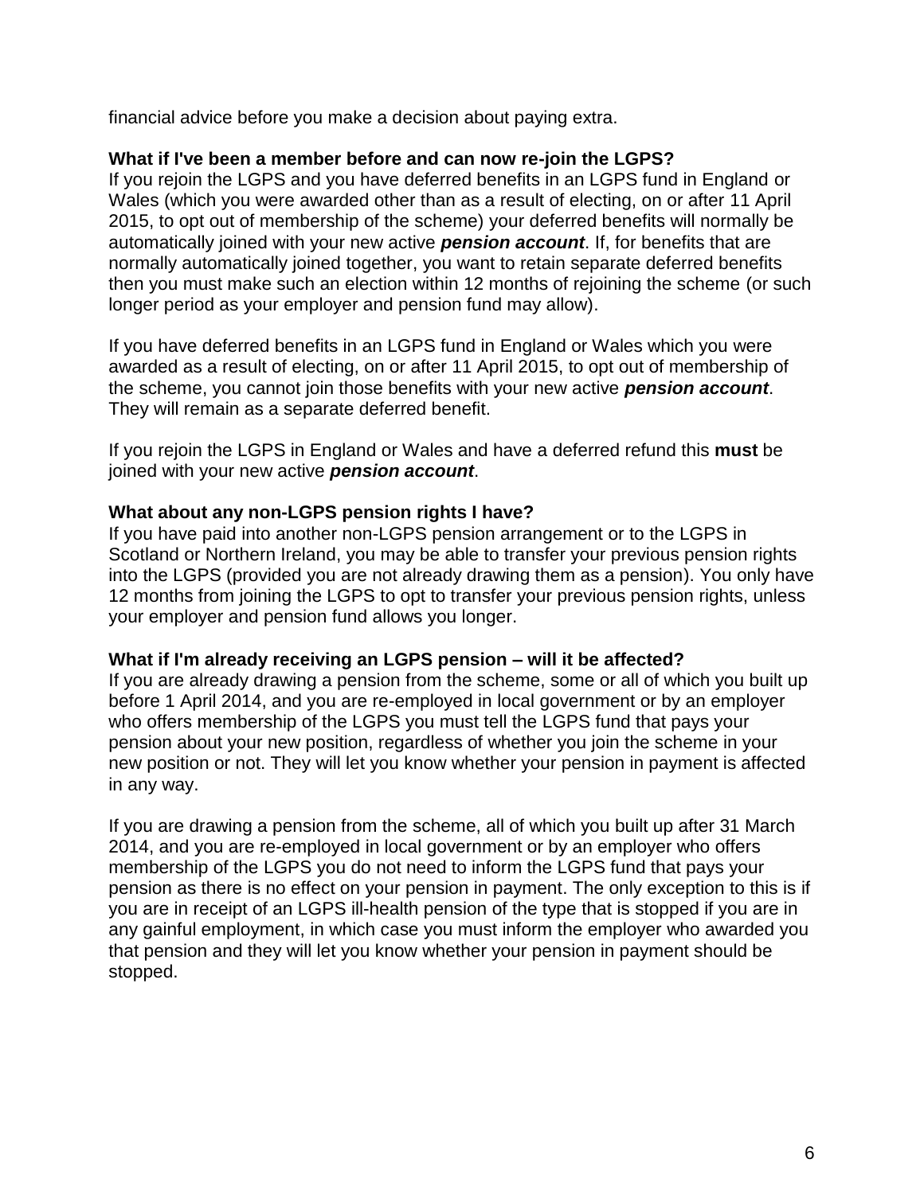financial advice before you make a decision about paying extra.

### What if I've been a member before and can now re-join the LGPS?

If you rejoin the LGPS and you have deferred benefits in an LGPS fund in England or Wales (which you were awarded other than as a result of electing, on or after 11 April 2015, to opt out of membership of the scheme) your deferred benefits will normally be automatically joined with your new active ***pension account***. If, for benefits that are normally automatically joined together, you want to retain separate deferred benefits then you must make such an election within 12 months of rejoining the scheme (or such longer period as your employer and pension fund may allow).

If you have deferred benefits in an LGPS fund in England or Wales which you were awarded as a result of electing, on or after 11 April 2015, to opt out of membership of the scheme, you cannot join those benefits with your new active ***pension account***. They will remain as a separate deferred benefit.

If you rejoin the LGPS in England or Wales and have a deferred refund this **must** be joined with your new active ***pension account***.

### What about any non-LGPS pension rights I have?

If you have paid into another non-LGPS pension arrangement or to the LGPS in Scotland or Northern Ireland, you may be able to transfer your previous pension rights into the LGPS (provided you are not already drawing them as a pension). You only have 12 months from joining the LGPS to opt to transfer your previous pension rights, unless your employer and pension fund allows you longer.

### What if I'm already receiving an LGPS pension – will it be affected?

If you are already drawing a pension from the scheme, some or all of which you built up before 1 April 2014, and you are re-employed in local government or by an employer who offers membership of the LGPS you must tell the LGPS fund that pays your pension about your new position, regardless of whether you join the scheme in your new position or not. They will let you know whether your pension in payment is affected in any way.

If you are drawing a pension from the scheme, all of which you built up after 31 March 2014, and you are re-employed in local government or by an employer who offers membership of the LGPS you do not need to inform the LGPS fund that pays your pension as there is no effect on your pension in payment. The only exception to this is if you are in receipt of an LGPS ill-health pension of the type that is stopped if you are in any gainful employment, in which case you must inform the employer who awarded you that pension and they will let you know whether your pension in payment should be stopped.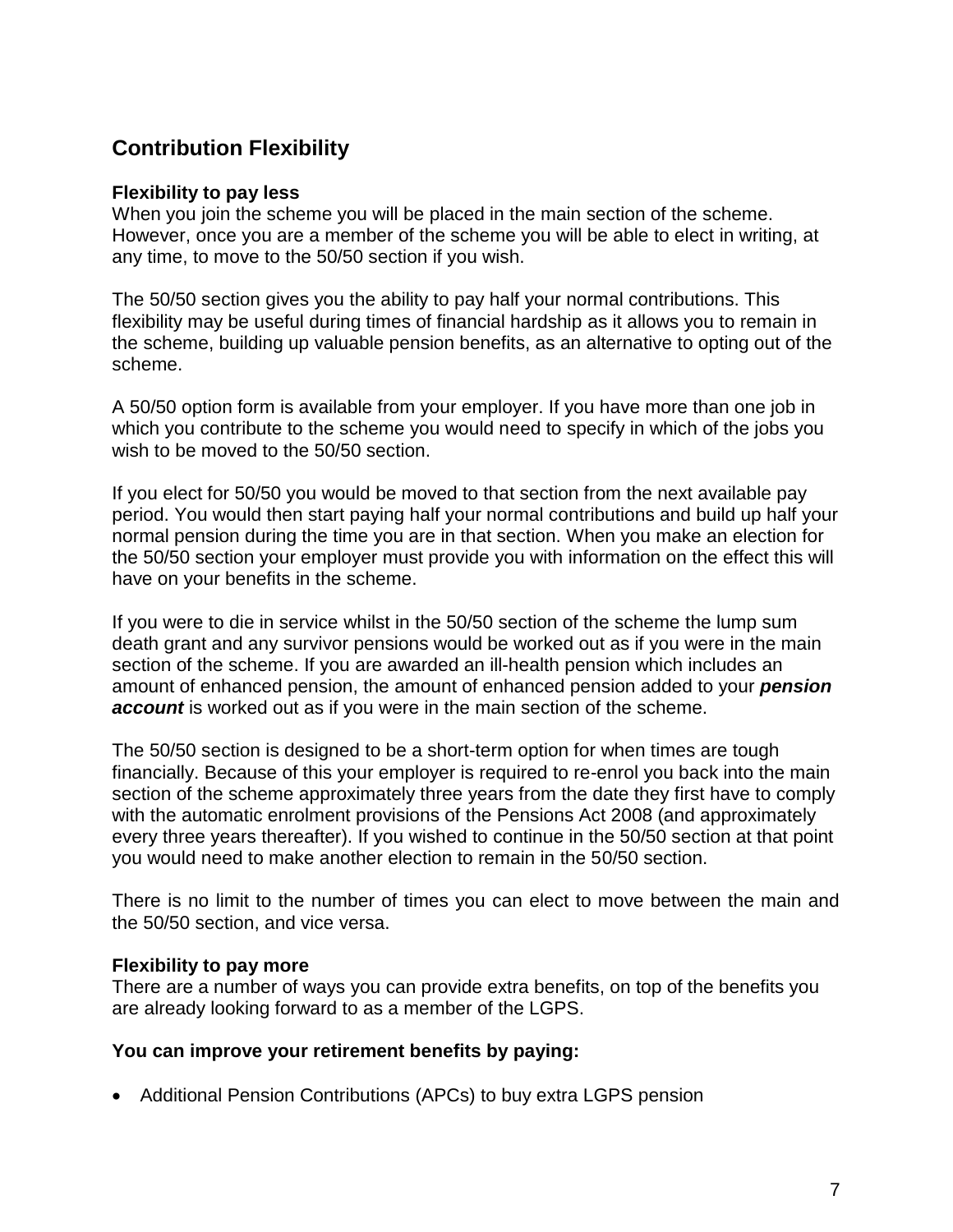## Contribution Flexibility

**Flexibility to pay less**
When you join the scheme you will be placed in the main section of the scheme. However, once you are a member of the scheme you will be able to elect in writing, at any time, to move to the 50/50 section if you wish.

The 50/50 section gives you the ability to pay half your normal contributions. This flexibility may be useful during times of financial hardship as it allows you to remain in the scheme, building up valuable pension benefits, as an alternative to opting out of the scheme.

A 50/50 option form is available from your employer. If you have more than one job in which you contribute to the scheme you would need to specify in which of the jobs you wish to be moved to the 50/50 section.

If you elect for 50/50 you would be moved to that section from the next available pay period. You would then start paying half your normal contributions and build up half your normal pension during the time you are in that section. When you make an election for the 50/50 section your employer must provide you with information on the effect this will have on your benefits in the scheme.

If you were to die in service whilst in the 50/50 section of the scheme the lump sum death grant and any survivor pensions would be worked out as if you were in the main section of the scheme. If you are awarded an ill-health pension which includes an amount of enhanced pension, the amount of enhanced pension added to your ***pension account*** is worked out as if you were in the main section of the scheme.

The 50/50 section is designed to be a short-term option for when times are tough financially. Because of this your employer is required to re-enrol you back into the main section of the scheme approximately three years from the date they first have to comply with the automatic enrolment provisions of the Pensions Act 2008 (and approximately every three years thereafter). If you wished to continue in the 50/50 section at that point you would need to make another election to remain in the 50/50 section.

There is no limit to the number of times you can elect to move between the main and the 50/50 section, and vice versa.

**Flexibility to pay more**
There are a number of ways you can provide extra benefits, on top of the benefits you are already looking forward to as a member of the LGPS.

**You can improve your retirement benefits by paying:**

- Additional Pension Contributions (APCs) to buy extra LGPS pension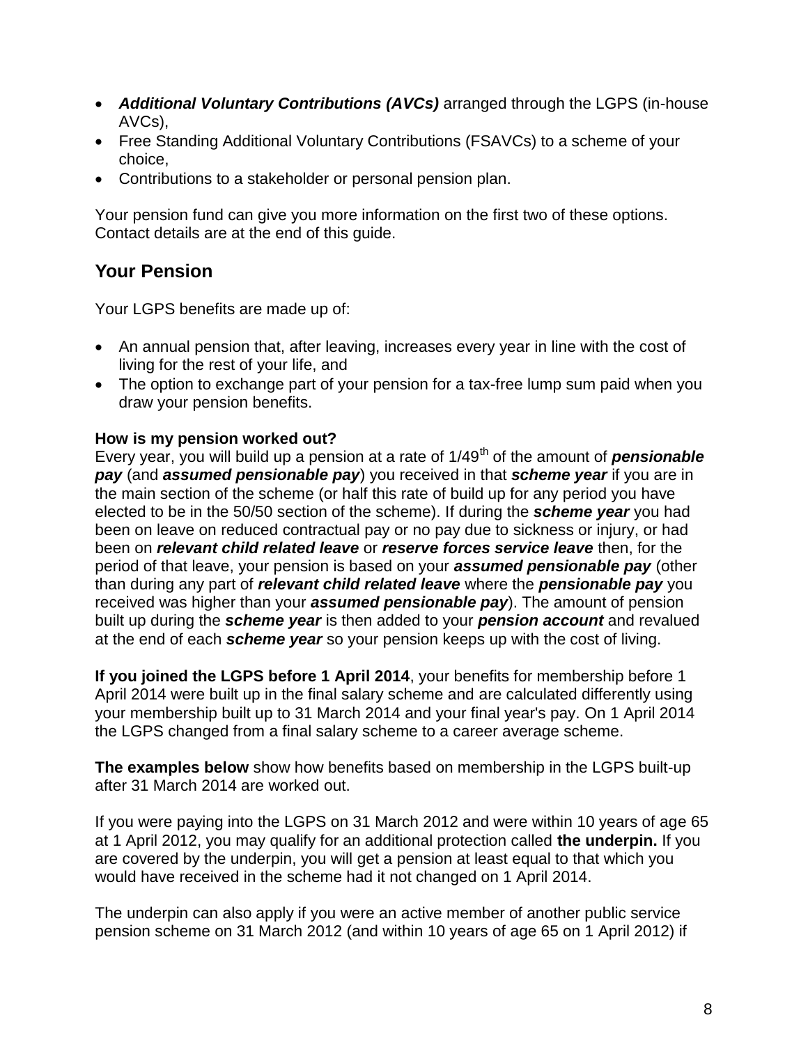- ***Additional Voluntary Contributions (AVCs)*** arranged through the LGPS (in-house AVCs),
- Free Standing Additional Voluntary Contributions (FSAVCs) to a scheme of your choice,
- Contributions to a stakeholder or personal pension plan.

Your pension fund can give you more information on the first two of these options. Contact details are at the end of this guide.

## Your Pension

Your LGPS benefits are made up of:

- An annual pension that, after leaving, increases every year in line with the cost of living for the rest of your life, and
- The option to exchange part of your pension for a tax-free lump sum paid when you draw your pension benefits.

**How is my pension worked out?**
Every year, you will build up a pension at a rate of 1/49th of the amount of ***pensionable pay*** (and ***assumed pensionable pay***) you received in that ***scheme year*** if you are in the main section of the scheme (or half this rate of build up for any period you have elected to be in the 50/50 section of the scheme). If during the ***scheme year*** you had been on leave on reduced contractual pay or no pay due to sickness or injury, or had been on ***relevant child related leave*** or ***reserve forces service leave*** then, for the period of that leave, your pension is based on your ***assumed pensionable pay*** (other than during any part of ***relevant child related leave*** where the ***pensionable pay*** you received was higher than your ***assumed pensionable pay***). The amount of pension built up during the ***scheme year*** is then added to your ***pension account*** and revalued at the end of each ***scheme year*** so your pension keeps up with the cost of living.

**If you joined the LGPS before 1 April 2014**, your benefits for membership before 1 April 2014 were built up in the final salary scheme and are calculated differently using your membership built up to 31 March 2014 and your final year's pay. On 1 April 2014 the LGPS changed from a final salary scheme to a career average scheme.

**The examples below** show how benefits based on membership in the LGPS built-up after 31 March 2014 are worked out.

If you were paying into the LGPS on 31 March 2012 and were within 10 years of age 65 at 1 April 2012, you may qualify for an additional protection called **the underpin.** If you are covered by the underpin, you will get a pension at least equal to that which you would have received in the scheme had it not changed on 1 April 2014.

The underpin can also apply if you were an active member of another public service pension scheme on 31 March 2012 (and within 10 years of age 65 on 1 April 2012) if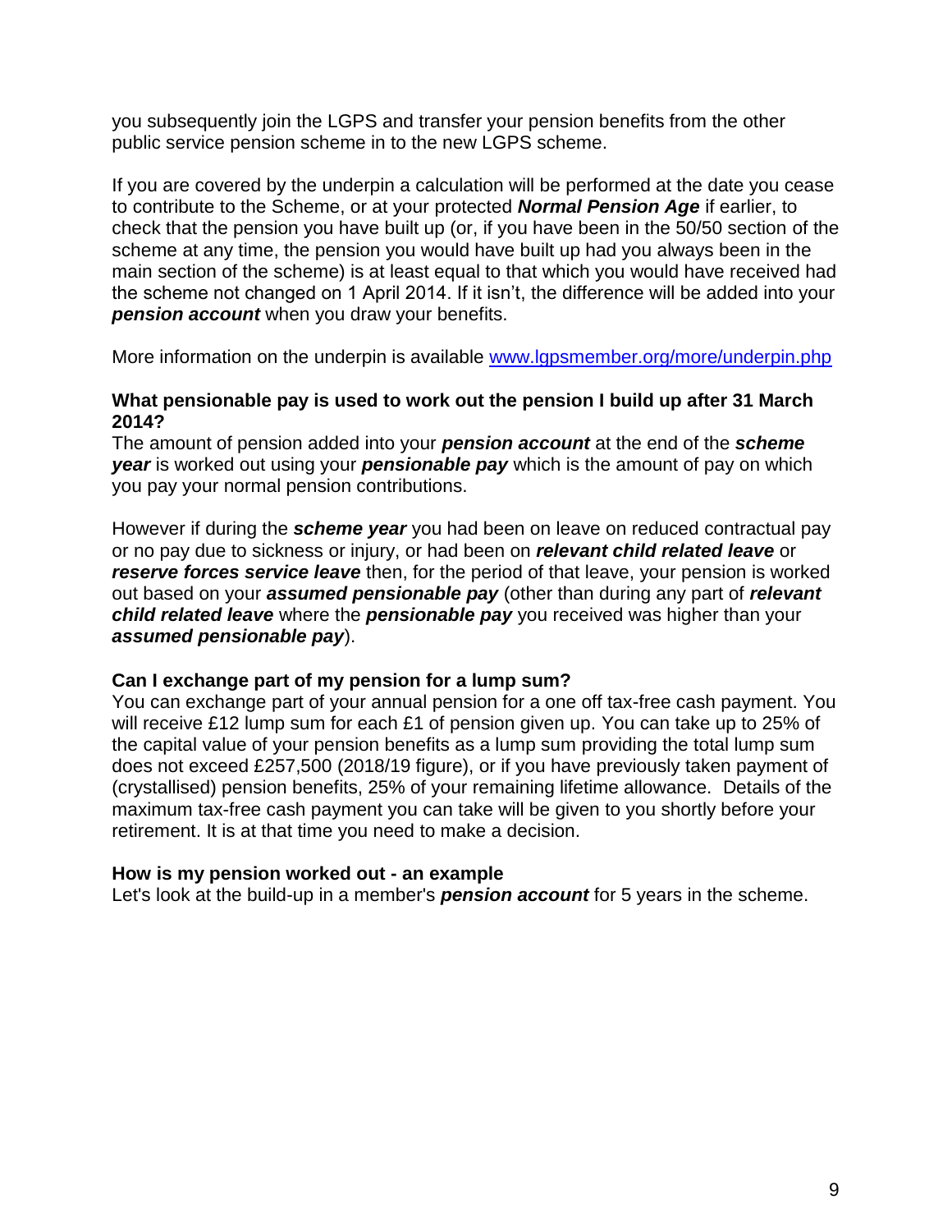you subsequently join the LGPS and transfer your pension benefits from the other public service pension scheme in to the new LGPS scheme.

If you are covered by the underpin a calculation will be performed at the date you cease to contribute to the Scheme, or at your protected ***Normal Pension Age*** if earlier, to check that the pension you have built up (or, if you have been in the 50/50 section of the scheme at any time, the pension you would have built up had you always been in the main section of the scheme) is at least equal to that which you would have received had the scheme not changed on 1 April 2014. If it isn't, the difference will be added into your ***pension account*** when you draw your benefits.

More information on the underpin is available [www.lgpsmember.org/more/underpin.php](http://www.lgpsmember.org/more/underpin.php)

**What pensionable pay is used to work out the pension I build up after 31 March 2014?**

The amount of pension added into your ***pension account*** at the end of the ***scheme year*** is worked out using your ***pensionable pay*** which is the amount of pay on which you pay your normal pension contributions.

However if during the ***scheme year*** you had been on leave on reduced contractual pay or no pay due to sickness or injury, or had been on ***relevant child related leave*** or ***reserve forces service leave*** then, for the period of that leave, your pension is worked out based on your ***assumed pensionable pay*** (other than during any part of ***relevant child related leave*** where the ***pensionable pay*** you received was higher than your ***assumed pensionable pay***).

**Can I exchange part of my pension for a lump sum?**

You can exchange part of your annual pension for a one off tax-free cash payment. You will receive £12 lump sum for each £1 of pension given up. You can take up to 25% of the capital value of your pension benefits as a lump sum providing the total lump sum does not exceed £257,500 (2018/19 figure), or if you have previously taken payment of (crystallised) pension benefits, 25% of your remaining lifetime allowance. Details of the maximum tax-free cash payment you can take will be given to you shortly before your retirement. It is at that time you need to make a decision.

**How is my pension worked out - an example**

Let's look at the build-up in a member's ***pension account*** for 5 years in the scheme.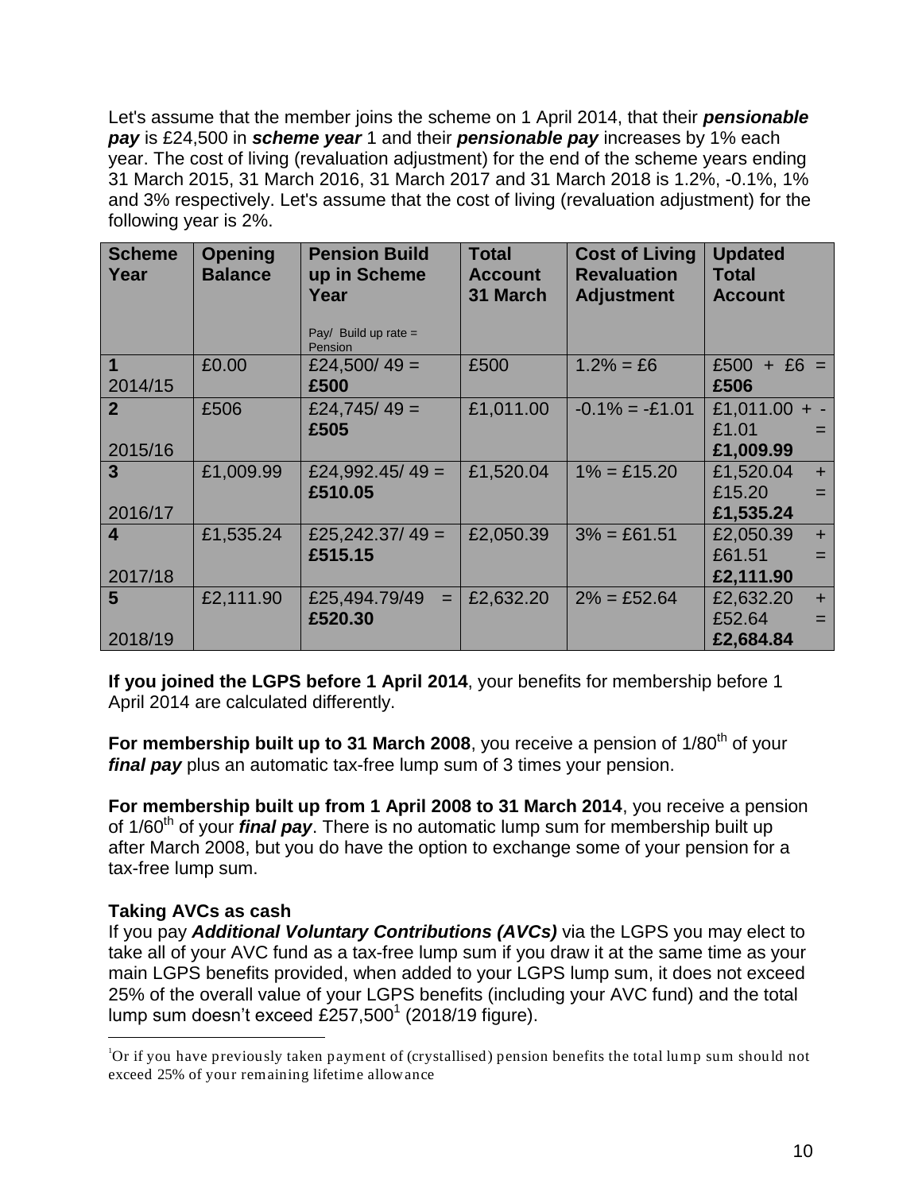Let's assume that the member joins the scheme on 1 April 2014, that their ***pensionable pay*** is £24,500 in ***scheme year*** 1 and their ***pensionable pay*** increases by 1% each year. The cost of living (revaluation adjustment) for the end of the scheme years ending 31 March 2015, 31 March 2016, 31 March 2017 and 31 March 2018 is 1.2%, -0.1%, 1% and 3% respectively. Let's assume that the cost of living (revaluation adjustment) for the following year is 2%.

| Scheme Year | Opening Balance | Pension Build up in Scheme Year<br><br>Pay/ Build up rate = Pension | Total Account 31 March | Cost of Living Revaluation Adjustment | Updated Total Account |
|---|---|---|---|---|---|
| **1** 2014/15 | £0.00 | £24,500/ 49 = **£500** | £500 | 1.2% = £6 | £500 + £6 = **£506** |
| **2** 2015/16 | £506 | £24,745/ 49 = **£505** | £1,011.00 | -0.1% = -£1.01 | £1,011.00 + -£1.01 = **£1,009.99** |
| **3** 2016/17 | £1,009.99 | £24,992.45/ 49 = **£510.05** | £1,520.04 | 1% = £15.20 | £1,520.04 + £15.20 = **£1,535.24** |
| **4** 2017/18 | £1,535.24 | £25,242.37/ 49 = **£515.15** | £2,050.39 | 3% = £61.51 | £2,050.39 + £61.51 = **£2,111.90** |
| **5** 2018/19 | £2,111.90 | £25,494.79/49 = **£520.30** | £2,632.20 | 2% = £52.64 | £2,632.20 + £52.64 = **£2,684.84** |

**If you joined the LGPS before 1 April 2014**, your benefits for membership before 1 April 2014 are calculated differently.

**For membership built up to 31 March 2008**, you receive a pension of 1/80th of your ***final pay*** plus an automatic tax-free lump sum of 3 times your pension.

**For membership built up from 1 April 2008 to 31 March 2014**, you receive a pension of 1/60th of your ***final pay***. There is no automatic lump sum for membership built up after March 2008, but you do have the option to exchange some of your pension for a tax-free lump sum.

**Taking AVCs as cash**

If you pay ***Additional Voluntary Contributions (AVCs)*** via the LGPS you may elect to take all of your AVC fund as a tax-free lump sum if you draw it at the same time as your main LGPS benefits provided, when added to your LGPS lump sum, it does not exceed 25% of the overall value of your LGPS benefits (including your AVC fund) and the total lump sum doesn't exceed £257,500[1] (2018/19 figure).

[1] Or if you have previously taken payment of (crystallised) pension benefits the total lump sum should not exceed 25% of your remaining lifetime allowance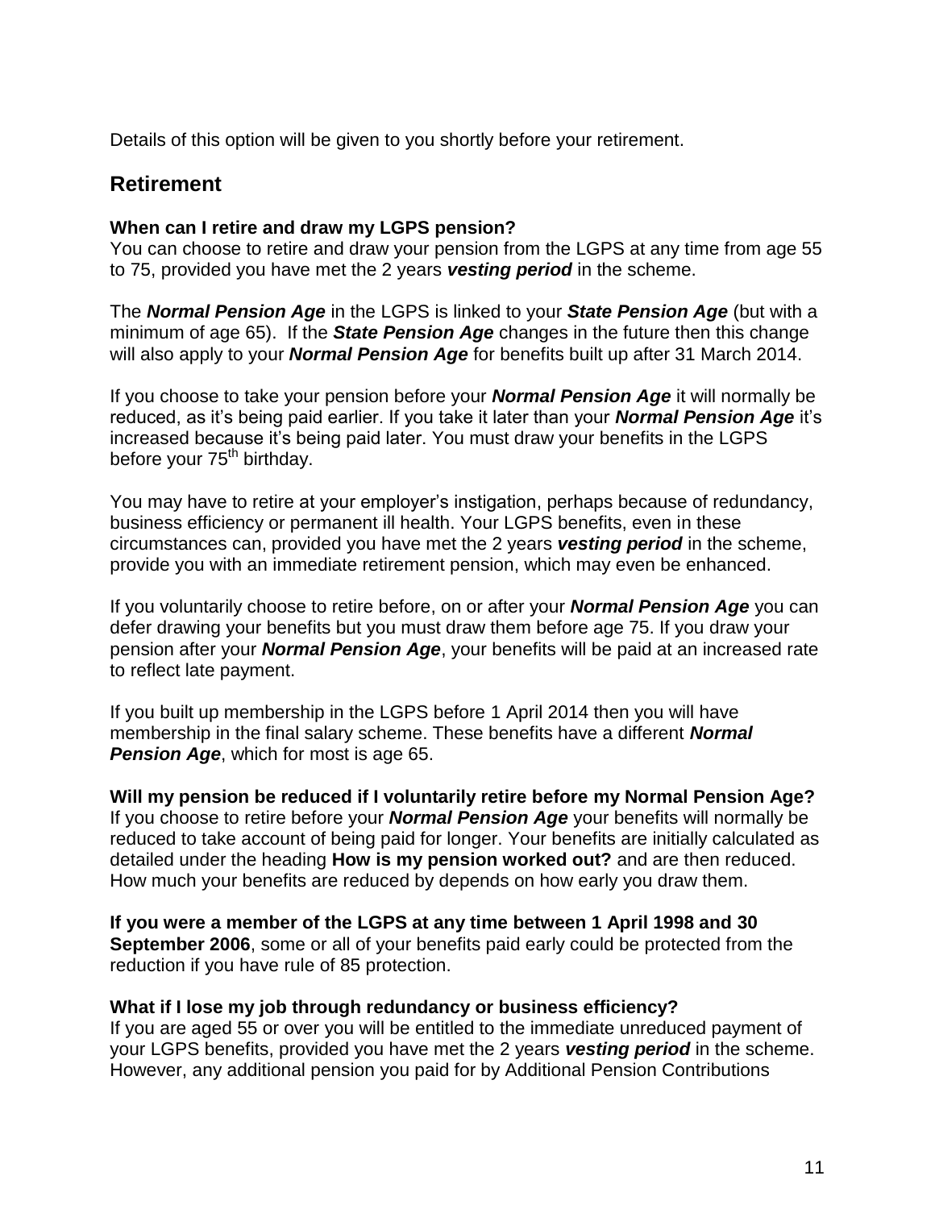Details of this option will be given to you shortly before your retirement.

## Retirement

**When can I retire and draw my LGPS pension?**
You can choose to retire and draw your pension from the LGPS at any time from age 55 to 75, provided you have met the 2 years ***vesting period*** in the scheme.

The ***Normal Pension Age*** in the LGPS is linked to your ***State Pension Age*** (but with a minimum of age 65). If the ***State Pension Age*** changes in the future then this change will also apply to your ***Normal Pension Age*** for benefits built up after 31 March 2014.

If you choose to take your pension before your ***Normal Pension Age*** it will normally be reduced, as it's being paid earlier. If you take it later than your ***Normal Pension Age*** it's increased because it's being paid later. You must draw your benefits in the LGPS before your 75th birthday.

You may have to retire at your employer's instigation, perhaps because of redundancy, business efficiency or permanent ill health. Your LGPS benefits, even in these circumstances can, provided you have met the 2 years ***vesting period*** in the scheme, provide you with an immediate retirement pension, which may even be enhanced.

If you voluntarily choose to retire before, on or after your ***Normal Pension Age*** you can defer drawing your benefits but you must draw them before age 75. If you draw your pension after your ***Normal Pension Age***, your benefits will be paid at an increased rate to reflect late payment.

If you built up membership in the LGPS before 1 April 2014 then you will have membership in the final salary scheme. These benefits have a different ***Normal Pension Age***, which for most is age 65.

**Will my pension be reduced if I voluntarily retire before my Normal Pension Age?**
If you choose to retire before your ***Normal Pension Age*** your benefits will normally be reduced to take account of being paid for longer. Your benefits are initially calculated as detailed under the heading **How is my pension worked out?** and are then reduced. How much your benefits are reduced by depends on how early you draw them.

**If you were a member of the LGPS at any time between 1 April 1998 and 30 September 2006**, some or all of your benefits paid early could be protected from the reduction if you have rule of 85 protection.

**What if I lose my job through redundancy or business efficiency?**
If you are aged 55 or over you will be entitled to the immediate unreduced payment of your LGPS benefits, provided you have met the 2 years ***vesting period*** in the scheme. However, any additional pension you paid for by Additional Pension Contributions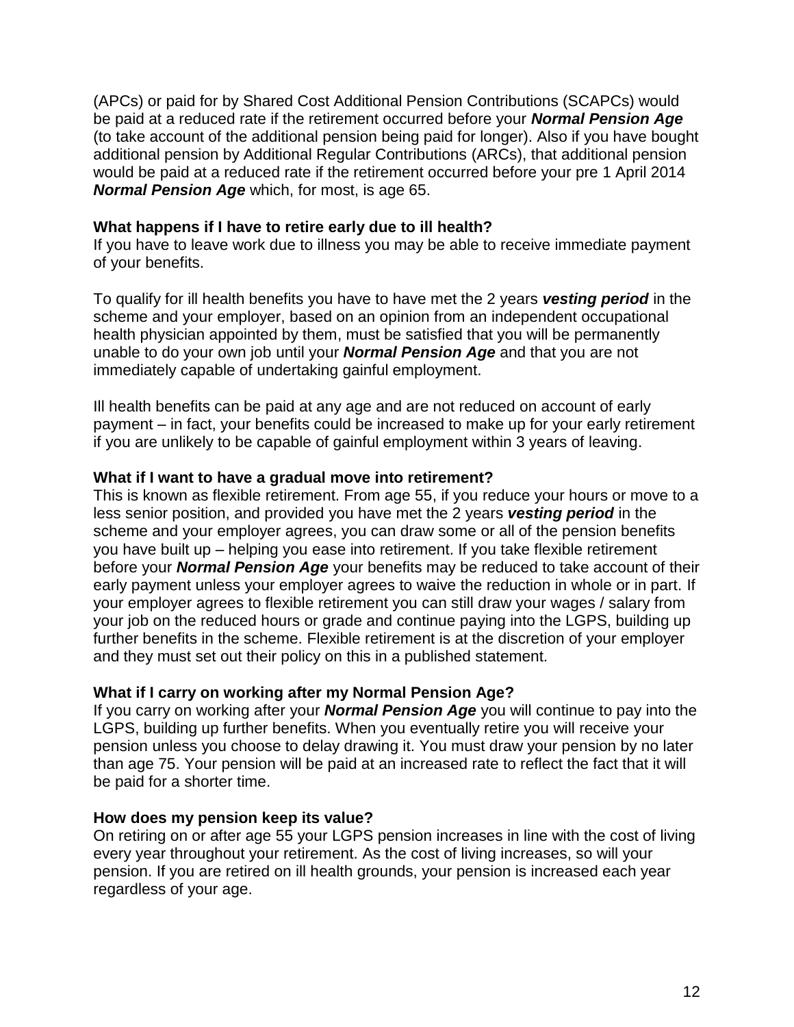(APCs) or paid for by Shared Cost Additional Pension Contributions (SCAPCs) would be paid at a reduced rate if the retirement occurred before your ***Normal Pension Age*** (to take account of the additional pension being paid for longer). Also if you have bought additional pension by Additional Regular Contributions (ARCs), that additional pension would be paid at a reduced rate if the retirement occurred before your pre 1 April 2014 ***Normal Pension Age*** which, for most, is age 65.

**What happens if I have to retire early due to ill health?**

If you have to leave work due to illness you may be able to receive immediate payment of your benefits.

To qualify for ill health benefits you have to have met the 2 years ***vesting period*** in the scheme and your employer, based on an opinion from an independent occupational health physician appointed by them, must be satisfied that you will be permanently unable to do your own job until your ***Normal Pension Age*** and that you are not immediately capable of undertaking gainful employment.

Ill health benefits can be paid at any age and are not reduced on account of early payment – in fact, your benefits could be increased to make up for your early retirement if you are unlikely to be capable of gainful employment within 3 years of leaving.

**What if I want to have a gradual move into retirement?**

This is known as flexible retirement. From age 55, if you reduce your hours or move to a less senior position, and provided you have met the 2 years ***vesting period*** in the scheme and your employer agrees, you can draw some or all of the pension benefits you have built up – helping you ease into retirement. If you take flexible retirement before your ***Normal Pension Age*** your benefits may be reduced to take account of their early payment unless your employer agrees to waive the reduction in whole or in part. If your employer agrees to flexible retirement you can still draw your wages / salary from your job on the reduced hours or grade and continue paying into the LGPS, building up further benefits in the scheme. Flexible retirement is at the discretion of your employer and they must set out their policy on this in a published statement.

**What if I carry on working after my Normal Pension Age?**

If you carry on working after your ***Normal Pension Age*** you will continue to pay into the LGPS, building up further benefits. When you eventually retire you will receive your pension unless you choose to delay drawing it. You must draw your pension by no later than age 75. Your pension will be paid at an increased rate to reflect the fact that it will be paid for a shorter time.

**How does my pension keep its value?**

On retiring on or after age 55 your LGPS pension increases in line with the cost of living every year throughout your retirement. As the cost of living increases, so will your pension. If you are retired on ill health grounds, your pension is increased each year regardless of your age.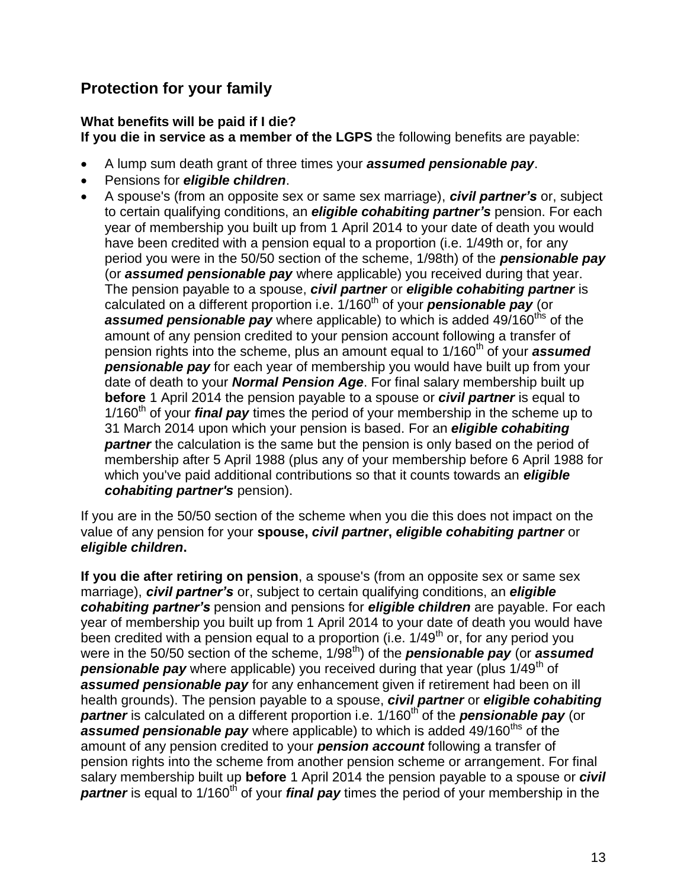## Protection for your family

**What benefits will be paid if I die?**
**If you die in service as a member of the LGPS** the following benefits are payable:

- A lump sum death grant of three times your ***assumed pensionable pay***.
- Pensions for ***eligible children***.
- A spouse's (from an opposite sex or same sex marriage), ***civil partner's*** or, subject to certain qualifying conditions, an ***eligible cohabiting partner's*** pension. For each year of membership you built up from 1 April 2014 to your date of death you would have been credited with a pension equal to a proportion (i.e. 1/49th or, for any period you were in the 50/50 section of the scheme, 1/98th) of the ***pensionable pay*** (or ***assumed pensionable pay*** where applicable) you received during that year. The pension payable to a spouse, ***civil partner*** or ***eligible cohabiting partner*** is calculated on a different proportion i.e. 1/160th of your ***pensionable pay*** (or ***assumed pensionable pay*** where applicable) to which is added 49/160ths of the amount of any pension credited to your pension account following a transfer of pension rights into the scheme, plus an amount equal to 1/160th of your ***assumed pensionable pay*** for each year of membership you would have built up from your date of death to your ***Normal Pension Age***. For final salary membership built up **before** 1 April 2014 the pension payable to a spouse or ***civil partner*** is equal to 1/160th of your ***final pay*** times the period of your membership in the scheme up to 31 March 2014 upon which your pension is based. For an ***eligible cohabiting partner*** the calculation is the same but the pension is only based on the period of membership after 5 April 1988 (plus any of your membership before 6 April 1988 for which you've paid additional contributions so that it counts towards an ***eligible cohabiting partner's*** pension).

If you are in the 50/50 section of the scheme when you die this does not impact on the value of any pension for your **spouse, *civil partner*, *eligible cohabiting partner*** or ***eligible children*.**

**If you die after retiring on pension**, a spouse's (from an opposite sex or same sex marriage), ***civil partner's*** or, subject to certain qualifying conditions, an ***eligible cohabiting partner's*** pension and pensions for ***eligible children*** are payable. For each year of membership you built up from 1 April 2014 to your date of death you would have been credited with a pension equal to a proportion (i.e. 1/49th or, for any period you were in the 50/50 section of the scheme, 1/98th) of the ***pensionable pay*** (or ***assumed pensionable pay*** where applicable) you received during that year (plus 1/49th of ***assumed pensionable pay*** for any enhancement given if retirement had been on ill health grounds). The pension payable to a spouse, ***civil partner*** or ***eligible cohabiting partner*** is calculated on a different proportion i.e. 1/160th of the ***pensionable pay*** (or ***assumed pensionable pay*** where applicable) to which is added 49/160ths of the amount of any pension credited to your ***pension account*** following a transfer of pension rights into the scheme from another pension scheme or arrangement. For final salary membership built up **before** 1 April 2014 the pension payable to a spouse or ***civil partner*** is equal to 1/160th of your ***final pay*** times the period of your membership in the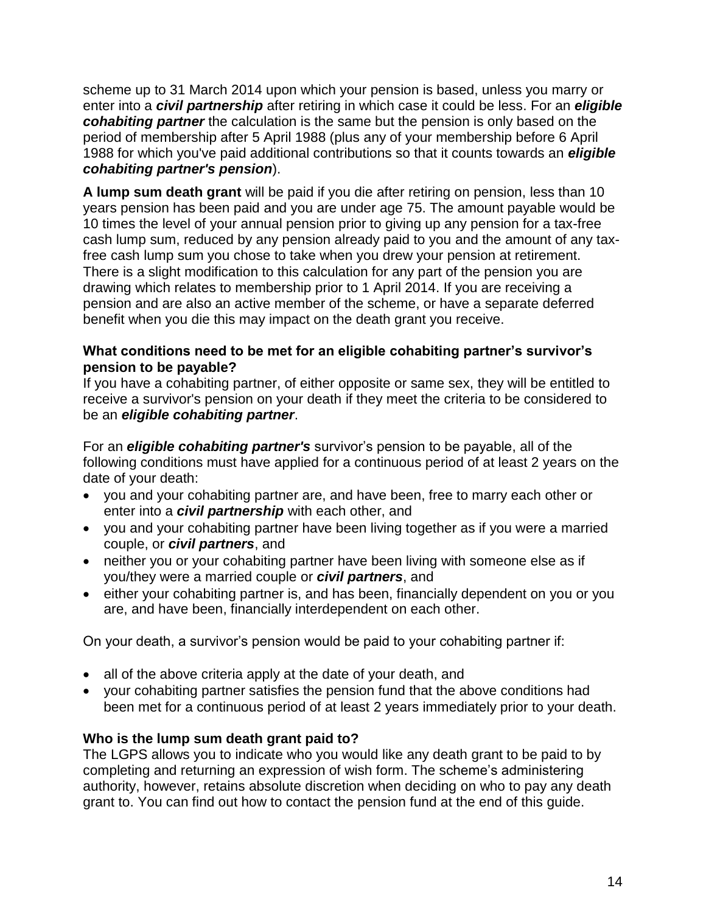scheme up to 31 March 2014 upon which your pension is based, unless you marry or enter into a ***civil partnership*** after retiring in which case it could be less. For an ***eligible cohabiting partner*** the calculation is the same but the pension is only based on the period of membership after 5 April 1988 (plus any of your membership before 6 April 1988 for which you've paid additional contributions so that it counts towards an ***eligible cohabiting partner's pension***).

**A lump sum death grant** will be paid if you die after retiring on pension, less than 10 years pension has been paid and you are under age 75. The amount payable would be 10 times the level of your annual pension prior to giving up any pension for a tax-free cash lump sum, reduced by any pension already paid to you and the amount of any tax-free cash lump sum you chose to take when you drew your pension at retirement. There is a slight modification to this calculation for any part of the pension you are drawing which relates to membership prior to 1 April 2014. If you are receiving a pension and are also an active member of the scheme, or have a separate deferred benefit when you die this may impact on the death grant you receive.

### What conditions need to be met for an eligible cohabiting partner's survivor's pension to be payable?

If you have a cohabiting partner, of either opposite or same sex, they will be entitled to receive a survivor's pension on your death if they meet the criteria to be considered to be an ***eligible cohabiting partner***.

For an ***eligible cohabiting partner's*** survivor's pension to be payable, all of the following conditions must have applied for a continuous period of at least 2 years on the date of your death:

- you and your cohabiting partner are, and have been, free to marry each other or enter into a ***civil partnership*** with each other, and
- you and your cohabiting partner have been living together as if you were a married couple, or ***civil partners***, and
- neither you or your cohabiting partner have been living with someone else as if you/they were a married couple or ***civil partners***, and
- either your cohabiting partner is, and has been, financially dependent on you or you are, and have been, financially interdependent on each other.

On your death, a survivor's pension would be paid to your cohabiting partner if:

- all of the above criteria apply at the date of your death, and
- your cohabiting partner satisfies the pension fund that the above conditions had been met for a continuous period of at least 2 years immediately prior to your death.

### Who is the lump sum death grant paid to?

The LGPS allows you to indicate who you would like any death grant to be paid to by completing and returning an expression of wish form. The scheme's administering authority, however, retains absolute discretion when deciding on who to pay any death grant to. You can find out how to contact the pension fund at the end of this guide.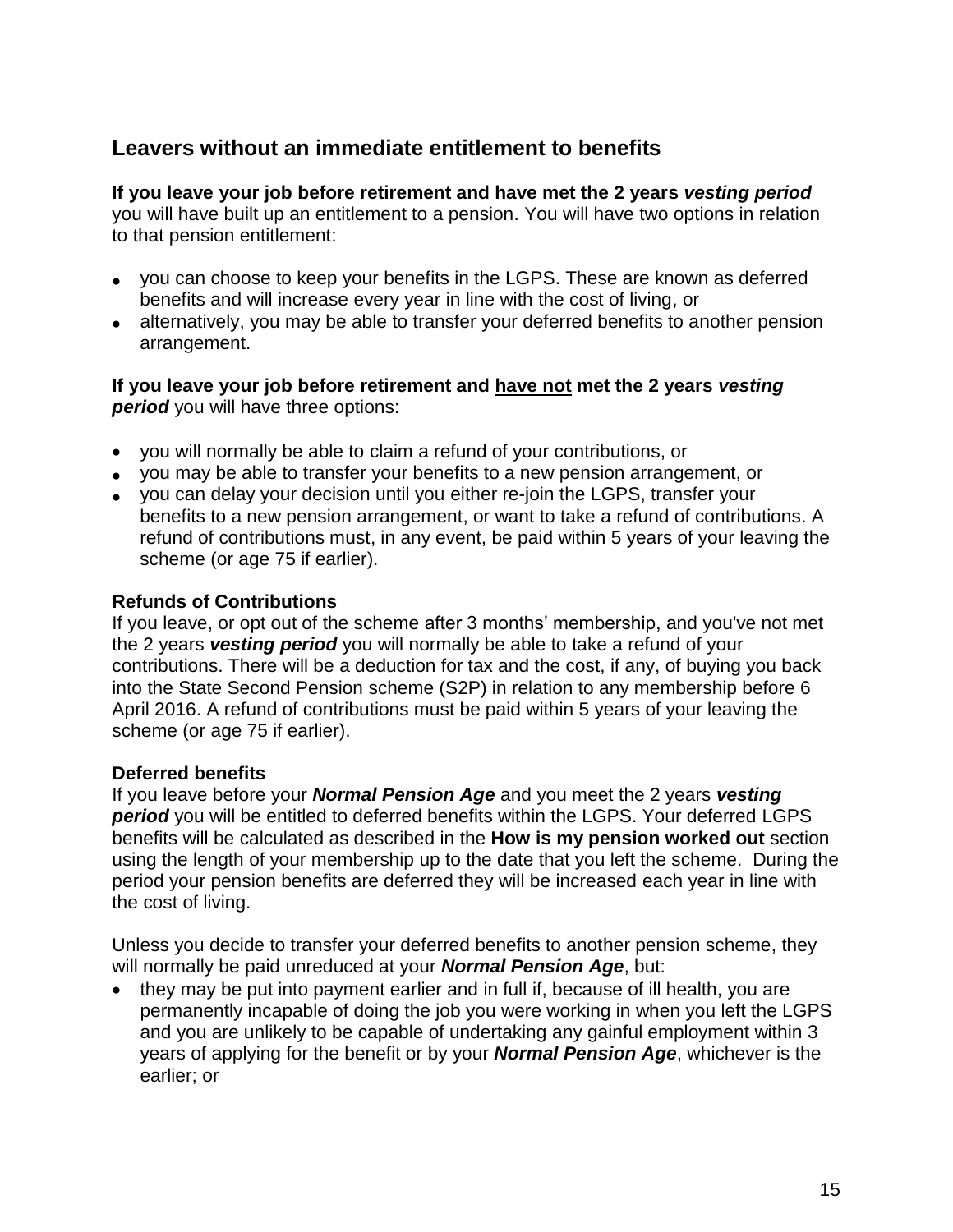## Leavers without an immediate entitlement to benefits

**If you leave your job before retirement and have met the 2 years *vesting period*** you will have built up an entitlement to a pension. You will have two options in relation to that pension entitlement:

- you can choose to keep your benefits in the LGPS. These are known as deferred benefits and will increase every year in line with the cost of living, or
- alternatively, you may be able to transfer your deferred benefits to another pension arrangement.

**If you leave your job before retirement and <u>have not</u> met the 2 years *vesting period*** you will have three options:

- you will normally be able to claim a refund of your contributions, or
- you may be able to transfer your benefits to a new pension arrangement, or
- you can delay your decision until you either re-join the LGPS, transfer your benefits to a new pension arrangement, or want to take a refund of contributions. A refund of contributions must, in any event, be paid within 5 years of your leaving the scheme (or age 75 if earlier).

### Refunds of Contributions

If you leave, or opt out of the scheme after 3 months' membership, and you've not met the 2 years ***vesting period*** you will normally be able to take a refund of your contributions. There will be a deduction for tax and the cost, if any, of buying you back into the State Second Pension scheme (S2P) in relation to any membership before 6 April 2016. A refund of contributions must be paid within 5 years of your leaving the scheme (or age 75 if earlier).

### Deferred benefits

If you leave before your ***Normal Pension Age*** and you meet the 2 years ***vesting period*** you will be entitled to deferred benefits within the LGPS. Your deferred LGPS benefits will be calculated as described in the **How is my pension worked out** section using the length of your membership up to the date that you left the scheme. During the period your pension benefits are deferred they will be increased each year in line with the cost of living.

Unless you decide to transfer your deferred benefits to another pension scheme, they will normally be paid unreduced at your ***Normal Pension Age***, but:

- they may be put into payment earlier and in full if, because of ill health, you are permanently incapable of doing the job you were working in when you left the LGPS and you are unlikely to be capable of undertaking any gainful employment within 3 years of applying for the benefit or by your ***Normal Pension Age***, whichever is the earlier; or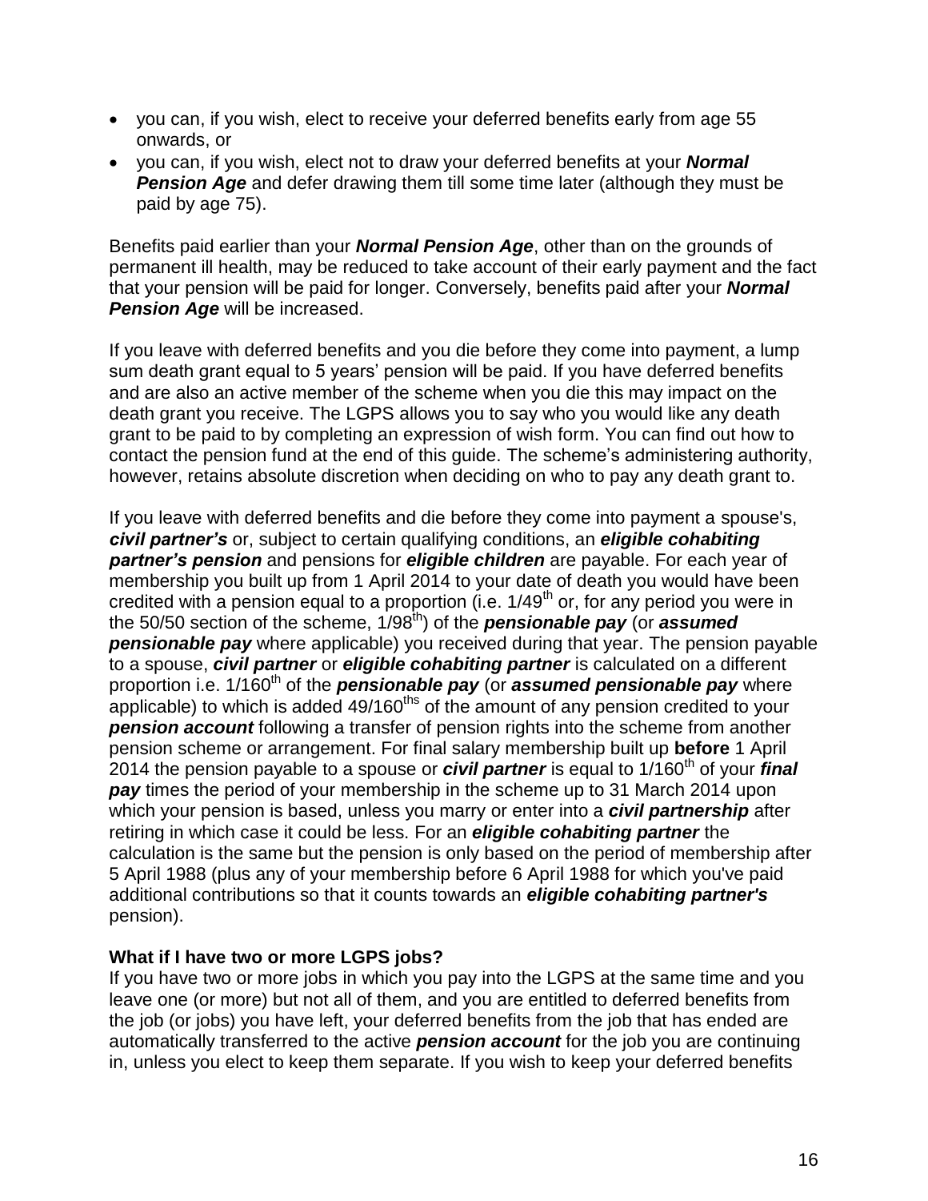- you can, if you wish, elect to receive your deferred benefits early from age 55 onwards, or
- you can, if you wish, elect not to draw your deferred benefits at your ***Normal Pension Age*** and defer drawing them till some time later (although they must be paid by age 75).

Benefits paid earlier than your ***Normal Pension Age***, other than on the grounds of permanent ill health, may be reduced to take account of their early payment and the fact that your pension will be paid for longer. Conversely, benefits paid after your ***Normal Pension Age*** will be increased.

If you leave with deferred benefits and you die before they come into payment, a lump sum death grant equal to 5 years' pension will be paid. If you have deferred benefits and are also an active member of the scheme when you die this may impact on the death grant you receive. The LGPS allows you to say who you would like any death grant to be paid to by completing an expression of wish form. You can find out how to contact the pension fund at the end of this guide. The scheme's administering authority, however, retains absolute discretion when deciding on who to pay any death grant to.

If you leave with deferred benefits and die before they come into payment a spouse's, ***civil partner's*** or, subject to certain qualifying conditions, an ***eligible cohabiting partner's pension*** and pensions for ***eligible children*** are payable. For each year of membership you built up from 1 April 2014 to your date of death you would have been credited with a pension equal to a proportion (i.e. 1/49th or, for any period you were in the 50/50 section of the scheme, 1/98th) of the ***pensionable pay*** (or ***assumed pensionable pay*** where applicable) you received during that year. The pension payable to a spouse, ***civil partner*** or ***eligible cohabiting partner*** is calculated on a different proportion i.e. 1/160th of the ***pensionable pay*** (or ***assumed pensionable pay*** where applicable) to which is added 49/160ths of the amount of any pension credited to your ***pension account*** following a transfer of pension rights into the scheme from another pension scheme or arrangement. For final salary membership built up **before** 1 April 2014 the pension payable to a spouse or ***civil partner*** is equal to 1/160th of your ***final pay*** times the period of your membership in the scheme up to 31 March 2014 upon which your pension is based, unless you marry or enter into a ***civil partnership*** after retiring in which case it could be less. For an ***eligible cohabiting partner*** the calculation is the same but the pension is only based on the period of membership after 5 April 1988 (plus any of your membership before 6 April 1988 for which you've paid additional contributions so that it counts towards an ***eligible cohabiting partner's*** pension).

**What if I have two or more LGPS jobs?**

If you have two or more jobs in which you pay into the LGPS at the same time and you leave one (or more) but not all of them, and you are entitled to deferred benefits from the job (or jobs) you have left, your deferred benefits from the job that has ended are automatically transferred to the active ***pension account*** for the job you are continuing in, unless you elect to keep them separate. If you wish to keep your deferred benefits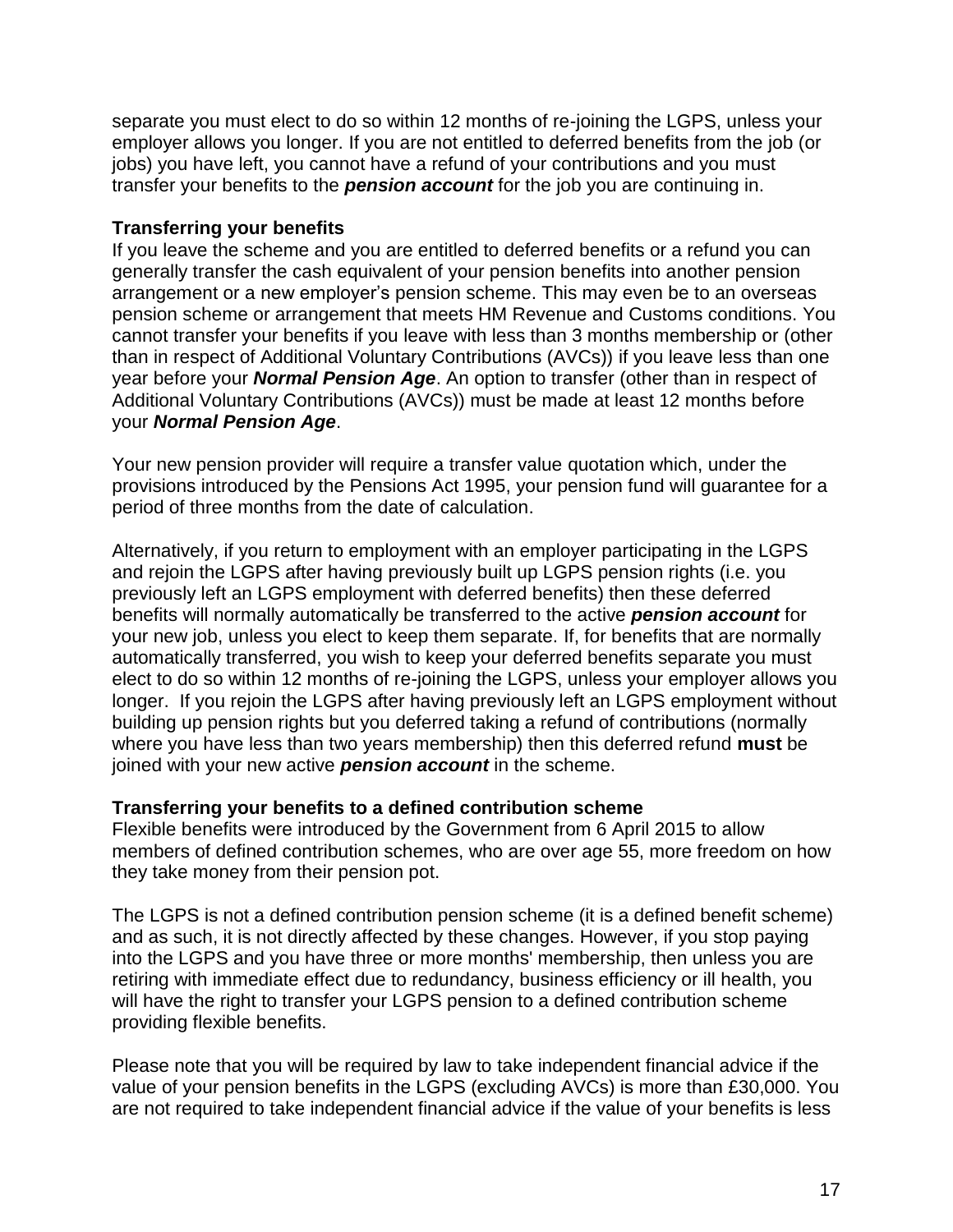separate you must elect to do so within 12 months of re-joining the LGPS, unless your employer allows you longer. If you are not entitled to deferred benefits from the job (or jobs) you have left, you cannot have a refund of your contributions and you must transfer your benefits to the ***pension account*** for the job you are continuing in.

**Transferring your benefits**

If you leave the scheme and you are entitled to deferred benefits or a refund you can generally transfer the cash equivalent of your pension benefits into another pension arrangement or a new employer's pension scheme. This may even be to an overseas pension scheme or arrangement that meets HM Revenue and Customs conditions. You cannot transfer your benefits if you leave with less than 3 months membership or (other than in respect of Additional Voluntary Contributions (AVCs)) if you leave less than one year before your ***Normal Pension Age***. An option to transfer (other than in respect of Additional Voluntary Contributions (AVCs)) must be made at least 12 months before your ***Normal Pension Age***.

Your new pension provider will require a transfer value quotation which, under the provisions introduced by the Pensions Act 1995, your pension fund will guarantee for a period of three months from the date of calculation.

Alternatively, if you return to employment with an employer participating in the LGPS and rejoin the LGPS after having previously built up LGPS pension rights (i.e. you previously left an LGPS employment with deferred benefits) then these deferred benefits will normally automatically be transferred to the active ***pension account*** for your new job, unless you elect to keep them separate. If, for benefits that are normally automatically transferred, you wish to keep your deferred benefits separate you must elect to do so within 12 months of re-joining the LGPS, unless your employer allows you longer. If you rejoin the LGPS after having previously left an LGPS employment without building up pension rights but you deferred taking a refund of contributions (normally where you have less than two years membership) then this deferred refund **must** be joined with your new active ***pension account*** in the scheme.

**Transferring your benefits to a defined contribution scheme**

Flexible benefits were introduced by the Government from 6 April 2015 to allow members of defined contribution schemes, who are over age 55, more freedom on how they take money from their pension pot.

The LGPS is not a defined contribution pension scheme (it is a defined benefit scheme) and as such, it is not directly affected by these changes. However, if you stop paying into the LGPS and you have three or more months' membership, then unless you are retiring with immediate effect due to redundancy, business efficiency or ill health, you will have the right to transfer your LGPS pension to a defined contribution scheme providing flexible benefits.

Please note that you will be required by law to take independent financial advice if the value of your pension benefits in the LGPS (excluding AVCs) is more than £30,000. You are not required to take independent financial advice if the value of your benefits is less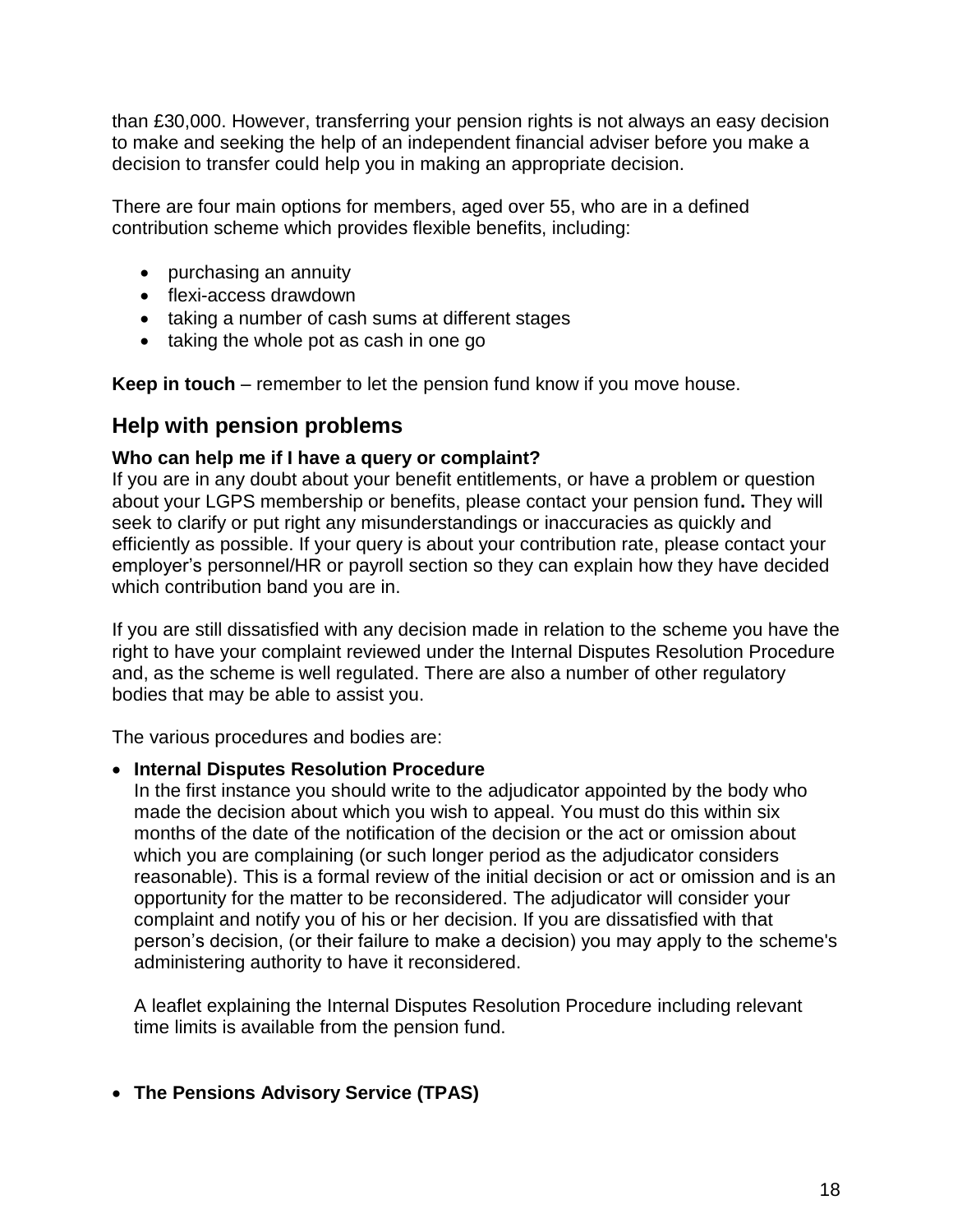than £30,000. However, transferring your pension rights is not always an easy decision to make and seeking the help of an independent financial adviser before you make a decision to transfer could help you in making an appropriate decision.

There are four main options for members, aged over 55, who are in a defined contribution scheme which provides flexible benefits, including:

- purchasing an annuity
- flexi-access drawdown
- taking a number of cash sums at different stages
- taking the whole pot as cash in one go

**Keep in touch** – remember to let the pension fund know if you move house.

## Help with pension problems

**Who can help me if I have a query or complaint?**
If you are in any doubt about your benefit entitlements, or have a problem or question about your LGPS membership or benefits, please contact your pension fund**.** They will seek to clarify or put right any misunderstandings or inaccuracies as quickly and efficiently as possible. If your query is about your contribution rate, please contact your employer's personnel/HR or payroll section so they can explain how they have decided which contribution band you are in.

If you are still dissatisfied with any decision made in relation to the scheme you have the right to have your complaint reviewed under the Internal Disputes Resolution Procedure and, as the scheme is well regulated. There are also a number of other regulatory bodies that may be able to assist you.

The various procedures and bodies are:

- **Internal Disputes Resolution Procedure**
  In the first instance you should write to the adjudicator appointed by the body who made the decision about which you wish to appeal. You must do this within six months of the date of the notification of the decision or the act or omission about which you are complaining (or such longer period as the adjudicator considers reasonable). This is a formal review of the initial decision or act or omission and is an opportunity for the matter to be reconsidered. The adjudicator will consider your complaint and notify you of his or her decision. If you are dissatisfied with that person's decision, (or their failure to make a decision) you may apply to the scheme's administering authority to have it reconsidered.

  A leaflet explaining the Internal Disputes Resolution Procedure including relevant time limits is available from the pension fund.

- **The Pensions Advisory Service (TPAS)**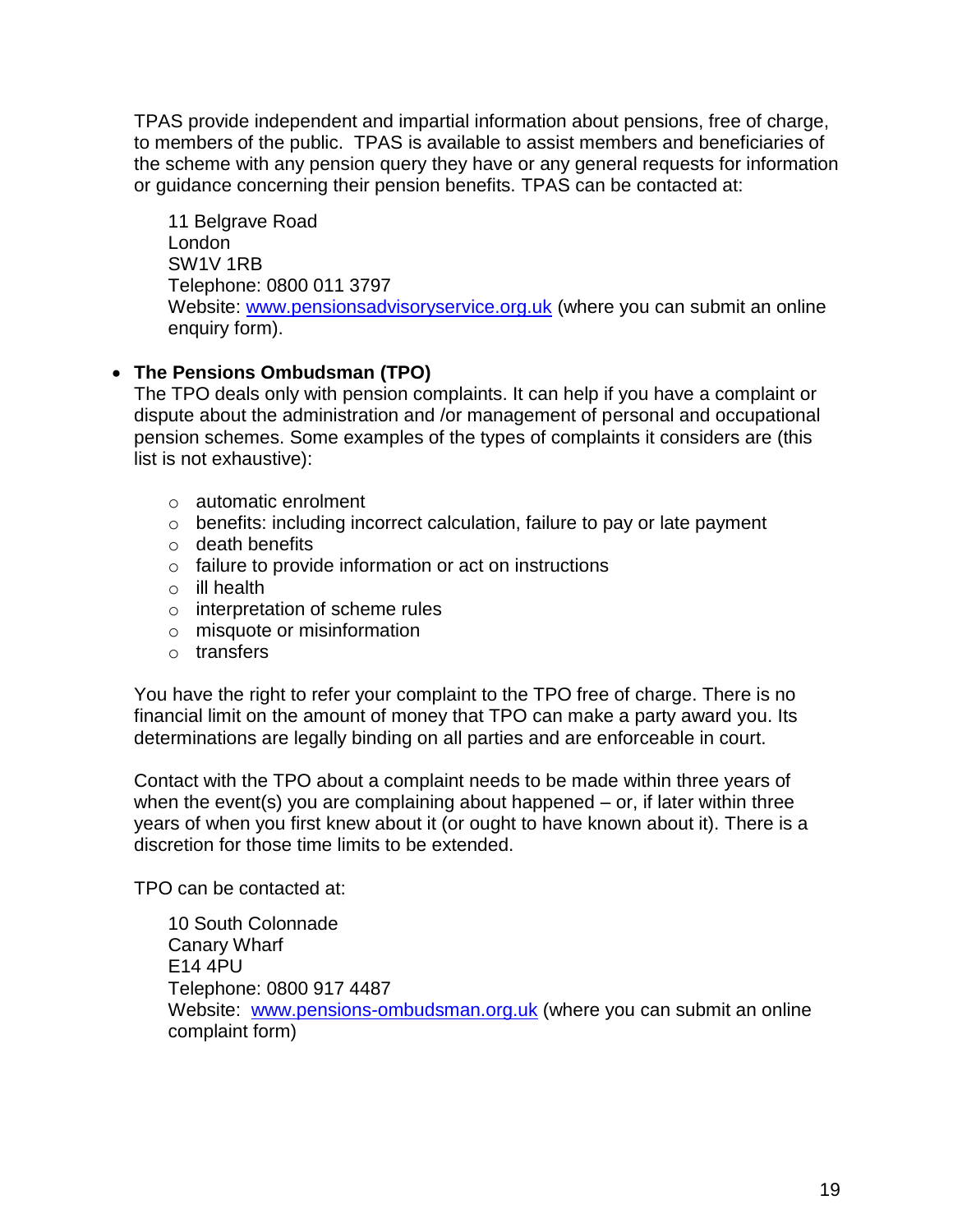TPAS provide independent and impartial information about pensions, free of charge, to members of the public. TPAS is available to assist members and beneficiaries of the scheme with any pension query they have or any general requests for information or guidance concerning their pension benefits. TPAS can be contacted at:

11 Belgrave Road
London
SW1V 1RB
Telephone: 0800 011 3797
Website: [www.pensionsadvisoryservice.org.uk](http://www.pensionsadvisoryservice.org.uk) (where you can submit an online enquiry form).

- **The Pensions Ombudsman (TPO)**
  The TPO deals only with pension complaints. It can help if you have a complaint or dispute about the administration and /or management of personal and occupational pension schemes. Some examples of the types of complaints it considers are (this list is not exhaustive):

  - automatic enrolment
  - benefits: including incorrect calculation, failure to pay or late payment
  - death benefits
  - failure to provide information or act on instructions
  - ill health
  - interpretation of scheme rules
  - misquote or misinformation
  - transfers

  You have the right to refer your complaint to the TPO free of charge. There is no financial limit on the amount of money that TPO can make a party award you. Its determinations are legally binding on all parties and are enforceable in court.

  Contact with the TPO about a complaint needs to be made within three years of when the event(s) you are complaining about happened – or, if later within three years of when you first knew about it (or ought to have known about it). There is a discretion for those time limits to be extended.

  TPO can be contacted at:

  10 South Colonnade
  Canary Wharf
  E14 4PU
  Telephone: 0800 917 4487
  Website: [www.pensions-ombudsman.org.uk](http://www.pensions-ombudsman.org.uk) (where you can submit an online complaint form)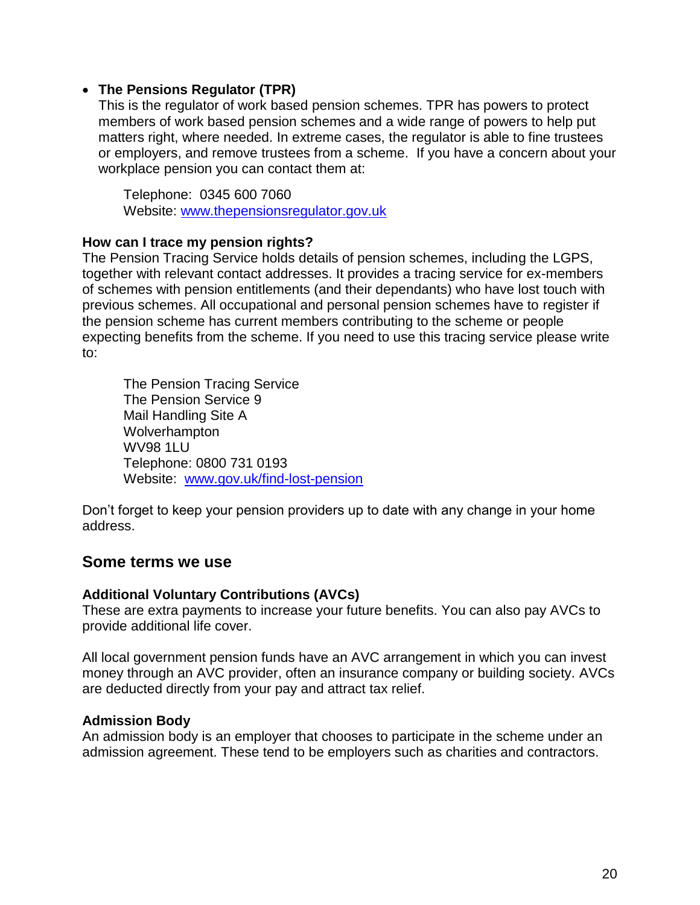- **The Pensions Regulator (TPR)**
  This is the regulator of work based pension schemes. TPR has powers to protect members of work based pension schemes and a wide range of powers to help put matters right, where needed. In extreme cases, the regulator is able to fine trustees or employers, and remove trustees from a scheme. If you have a concern about your workplace pension you can contact them at:

  Telephone: 0345 600 7060
  Website: [www.thepensionsregulator.gov.uk](http://www.thepensionsregulator.gov.uk)

### How can I trace my pension rights?

The Pension Tracing Service holds details of pension schemes, including the LGPS, together with relevant contact addresses. It provides a tracing service for ex-members of schemes with pension entitlements (and their dependants) who have lost touch with previous schemes. All occupational and personal pension schemes have to register if the pension scheme has current members contributing to the scheme or people expecting benefits from the scheme. If you need to use this tracing service please write to:

The Pension Tracing Service
The Pension Service 9
Mail Handling Site A
Wolverhampton
WV98 1LU
Telephone: 0800 731 0193
Website: [www.gov.uk/find-lost-pension](http://www.gov.uk/find-lost-pension)

Don't forget to keep your pension providers up to date with any change in your home address.

## Some terms we use

### Additional Voluntary Contributions (AVCs)

These are extra payments to increase your future benefits. You can also pay AVCs to provide additional life cover.

All local government pension funds have an AVC arrangement in which you can invest money through an AVC provider, often an insurance company or building society. AVCs are deducted directly from your pay and attract tax relief.

### Admission Body

An admission body is an employer that chooses to participate in the scheme under an admission agreement. These tend to be employers such as charities and contractors.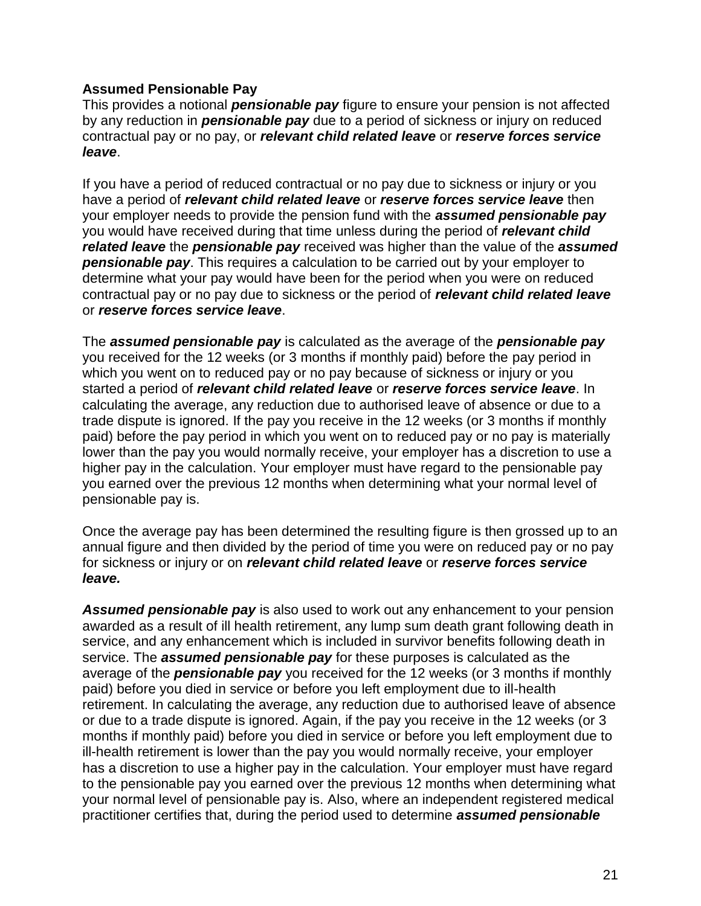**Assumed Pensionable Pay**

This provides a notional ***pensionable pay*** figure to ensure your pension is not affected by any reduction in ***pensionable pay*** due to a period of sickness or injury on reduced contractual pay or no pay, or ***relevant child related leave*** or ***reserve forces service leave***.

If you have a period of reduced contractual or no pay due to sickness or injury or you have a period of ***relevant child related leave*** or ***reserve forces service leave*** then your employer needs to provide the pension fund with the ***assumed pensionable pay*** you would have received during that time unless during the period of ***relevant child related leave*** the ***pensionable pay*** received was higher than the value of the ***assumed pensionable pay***. This requires a calculation to be carried out by your employer to determine what your pay would have been for the period when you were on reduced contractual pay or no pay due to sickness or the period of ***relevant child related leave*** or ***reserve forces service leave***.

The ***assumed pensionable pay*** is calculated as the average of the ***pensionable pay*** you received for the 12 weeks (or 3 months if monthly paid) before the pay period in which you went on to reduced pay or no pay because of sickness or injury or you started a period of ***relevant child related leave*** or ***reserve forces service leave***. In calculating the average, any reduction due to authorised leave of absence or due to a trade dispute is ignored. If the pay you receive in the 12 weeks (or 3 months if monthly paid) before the pay period in which you went on to reduced pay or no pay is materially lower than the pay you would normally receive, your employer has a discretion to use a higher pay in the calculation. Your employer must have regard to the pensionable pay you earned over the previous 12 months when determining what your normal level of pensionable pay is.

Once the average pay has been determined the resulting figure is then grossed up to an annual figure and then divided by the period of time you were on reduced pay or no pay for sickness or injury or on ***relevant child related leave*** or ***reserve forces service leave.***

***Assumed pensionable pay*** is also used to work out any enhancement to your pension awarded as a result of ill health retirement, any lump sum death grant following death in service, and any enhancement which is included in survivor benefits following death in service. The ***assumed pensionable pay*** for these purposes is calculated as the average of the ***pensionable pay*** you received for the 12 weeks (or 3 months if monthly paid) before you died in service or before you left employment due to ill-health retirement. In calculating the average, any reduction due to authorised leave of absence or due to a trade dispute is ignored. Again, if the pay you receive in the 12 weeks (or 3 months if monthly paid) before you died in service or before you left employment due to ill-health retirement is lower than the pay you would normally receive, your employer has a discretion to use a higher pay in the calculation. Your employer must have regard to the pensionable pay you earned over the previous 12 months when determining what your normal level of pensionable pay is. Also, where an independent registered medical practitioner certifies that, during the period used to determine ***assumed pensionable***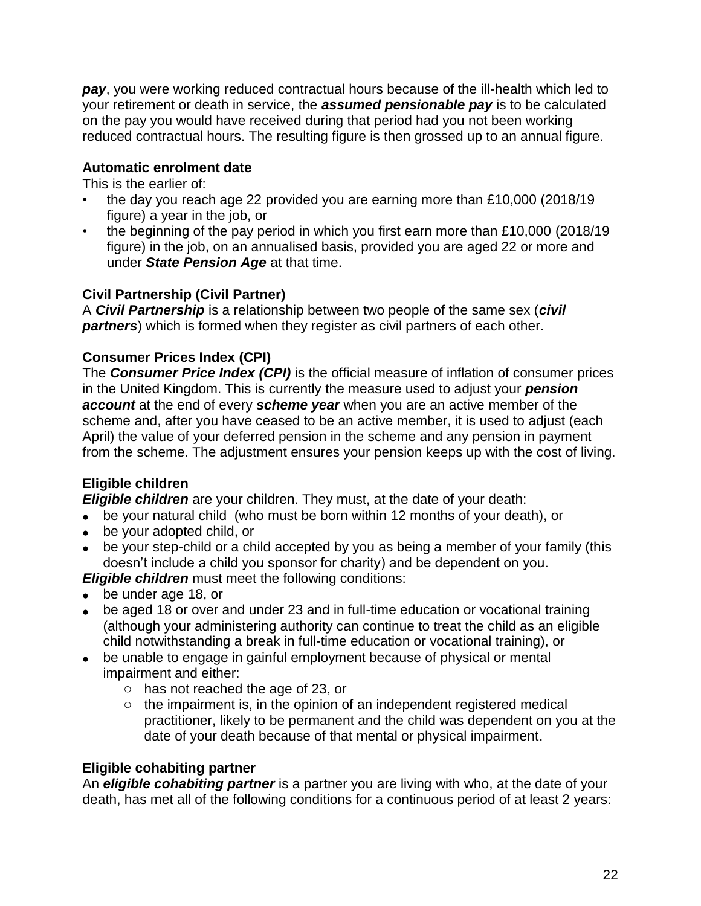***pay***, you were working reduced contractual hours because of the ill-health which led to your retirement or death in service, the ***assumed pensionable pay*** is to be calculated on the pay you would have received during that period had you not been working reduced contractual hours. The resulting figure is then grossed up to an annual figure.

**Automatic enrolment date**

This is the earlier of:

- the day you reach age 22 provided you are earning more than £10,000 (2018/19 figure) a year in the job, or
- the beginning of the pay period in which you first earn more than £10,000 (2018/19 figure) in the job, on an annualised basis, provided you are aged 22 or more and under ***State Pension Age*** at that time.

**Civil Partnership (Civil Partner)**

A ***Civil Partnership*** is a relationship between two people of the same sex (***civil partners***) which is formed when they register as civil partners of each other.

**Consumer Prices Index (CPI)**

The ***Consumer Price Index (CPI)*** is the official measure of inflation of consumer prices in the United Kingdom. This is currently the measure used to adjust your ***pension account*** at the end of every ***scheme year*** when you are an active member of the scheme and, after you have ceased to be an active member, it is used to adjust (each April) the value of your deferred pension in the scheme and any pension in payment from the scheme. The adjustment ensures your pension keeps up with the cost of living.

**Eligible children**

***Eligible children*** are your children. They must, at the date of your death:

- be your natural child (who must be born within 12 months of your death), or
- be your adopted child, or
- be your step-child or a child accepted by you as being a member of your family (this doesn't include a child you sponsor for charity) and be dependent on you.

***Eligible children*** must meet the following conditions:

- be under age 18, or
- be aged 18 or over and under 23 and in full-time education or vocational training (although your administering authority can continue to treat the child as an eligible child notwithstanding a break in full-time education or vocational training), or
- be unable to engage in gainful employment because of physical or mental impairment and either:
  - has not reached the age of 23, or
  - the impairment is, in the opinion of an independent registered medical practitioner, likely to be permanent and the child was dependent on you at the date of your death because of that mental or physical impairment.

**Eligible cohabiting partner**

An ***eligible cohabiting partner*** is a partner you are living with who, at the date of your death, has met all of the following conditions for a continuous period of at least 2 years: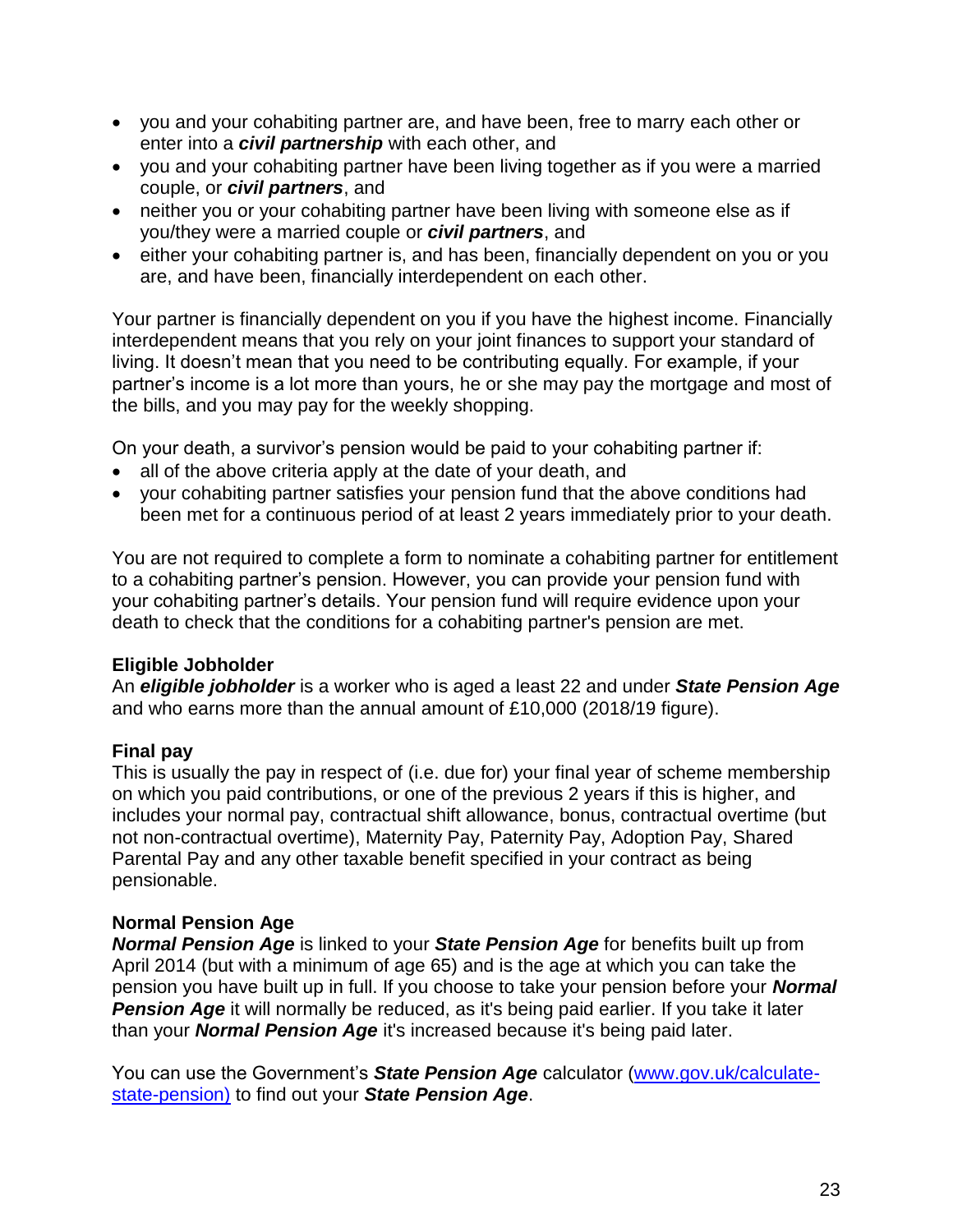- you and your cohabiting partner are, and have been, free to marry each other or enter into a ***civil partnership*** with each other, and
- you and your cohabiting partner have been living together as if you were a married couple, or ***civil partners***, and
- neither you or your cohabiting partner have been living with someone else as if you/they were a married couple or ***civil partners***, and
- either your cohabiting partner is, and has been, financially dependent on you or you are, and have been, financially interdependent on each other.

Your partner is financially dependent on you if you have the highest income. Financially interdependent means that you rely on your joint finances to support your standard of living. It doesn't mean that you need to be contributing equally. For example, if your partner's income is a lot more than yours, he or she may pay the mortgage and most of the bills, and you may pay for the weekly shopping.

On your death, a survivor's pension would be paid to your cohabiting partner if:

- all of the above criteria apply at the date of your death, and
- your cohabiting partner satisfies your pension fund that the above conditions had been met for a continuous period of at least 2 years immediately prior to your death.

You are not required to complete a form to nominate a cohabiting partner for entitlement to a cohabiting partner's pension. However, you can provide your pension fund with your cohabiting partner's details. Your pension fund will require evidence upon your death to check that the conditions for a cohabiting partner's pension are met.

**Eligible Jobholder**

An ***eligible jobholder*** is a worker who is aged a least 22 and under ***State Pension Age*** and who earns more than the annual amount of £10,000 (2018/19 figure).

**Final pay**

This is usually the pay in respect of (i.e. due for) your final year of scheme membership on which you paid contributions, or one of the previous 2 years if this is higher, and includes your normal pay, contractual shift allowance, bonus, contractual overtime (but not non-contractual overtime), Maternity Pay, Paternity Pay, Adoption Pay, Shared Parental Pay and any other taxable benefit specified in your contract as being pensionable.

**Normal Pension Age**

***Normal Pension Age*** is linked to your ***State Pension Age*** for benefits built up from April 2014 (but with a minimum of age 65) and is the age at which you can take the pension you have built up in full. If you choose to take your pension before your ***Normal Pension Age*** it will normally be reduced, as it's being paid earlier. If you take it later than your ***Normal Pension Age*** it's increased because it's being paid later.

You can use the Government's ***State Pension Age*** calculator ([www.gov.uk/calculate-state-pension)](www.gov.uk/calculate-state-pension) to find out your ***State Pension Age***.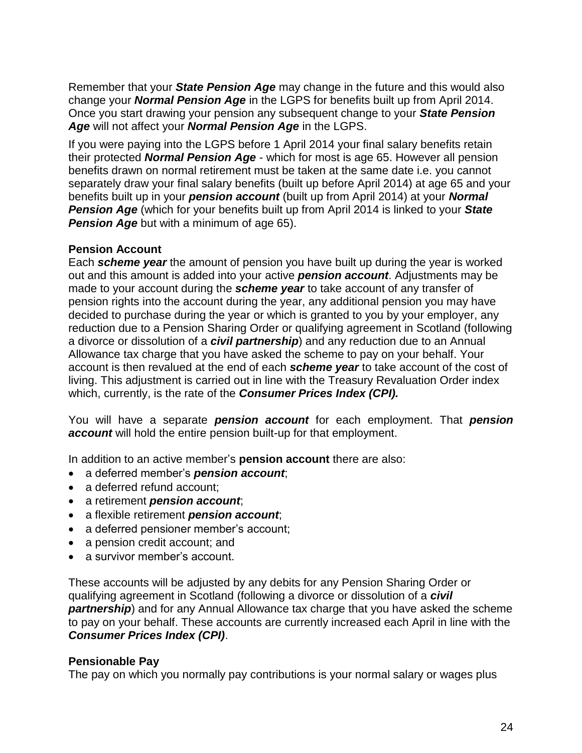Remember that your ***State Pension Age*** may change in the future and this would also change your ***Normal Pension Age*** in the LGPS for benefits built up from April 2014. Once you start drawing your pension any subsequent change to your ***State Pension Age*** will not affect your ***Normal Pension Age*** in the LGPS.

If you were paying into the LGPS before 1 April 2014 your final salary benefits retain their protected ***Normal Pension Age*** - which for most is age 65. However all pension benefits drawn on normal retirement must be taken at the same date i.e. you cannot separately draw your final salary benefits (built up before April 2014) at age 65 and your benefits built up in your ***pension account*** (built up from April 2014) at your ***Normal Pension Age*** (which for your benefits built up from April 2014 is linked to your ***State Pension Age*** but with a minimum of age 65).

**Pension Account**

Each ***scheme year*** the amount of pension you have built up during the year is worked out and this amount is added into your active ***pension account***. Adjustments may be made to your account during the ***scheme year*** to take account of any transfer of pension rights into the account during the year, any additional pension you may have decided to purchase during the year or which is granted to you by your employer, any reduction due to a Pension Sharing Order or qualifying agreement in Scotland (following a divorce or dissolution of a ***civil partnership***) and any reduction due to an Annual Allowance tax charge that you have asked the scheme to pay on your behalf. Your account is then revalued at the end of each ***scheme year*** to take account of the cost of living. This adjustment is carried out in line with the Treasury Revaluation Order index which, currently, is the rate of the ***Consumer Prices Index (CPI).***

You will have a separate ***pension account*** for each employment. That ***pension account*** will hold the entire pension built-up for that employment.

In addition to an active member's **pension account** there are also:

- a deferred member's ***pension account***;
- a deferred refund account;
- a retirement ***pension account***;
- a flexible retirement ***pension account***;
- a deferred pensioner member's account;
- a pension credit account; and
- a survivor member's account.

These accounts will be adjusted by any debits for any Pension Sharing Order or qualifying agreement in Scotland (following a divorce or dissolution of a ***civil partnership***) and for any Annual Allowance tax charge that you have asked the scheme to pay on your behalf. These accounts are currently increased each April in line with the ***Consumer Prices Index (CPI)***.

**Pensionable Pay**

The pay on which you normally pay contributions is your normal salary or wages plus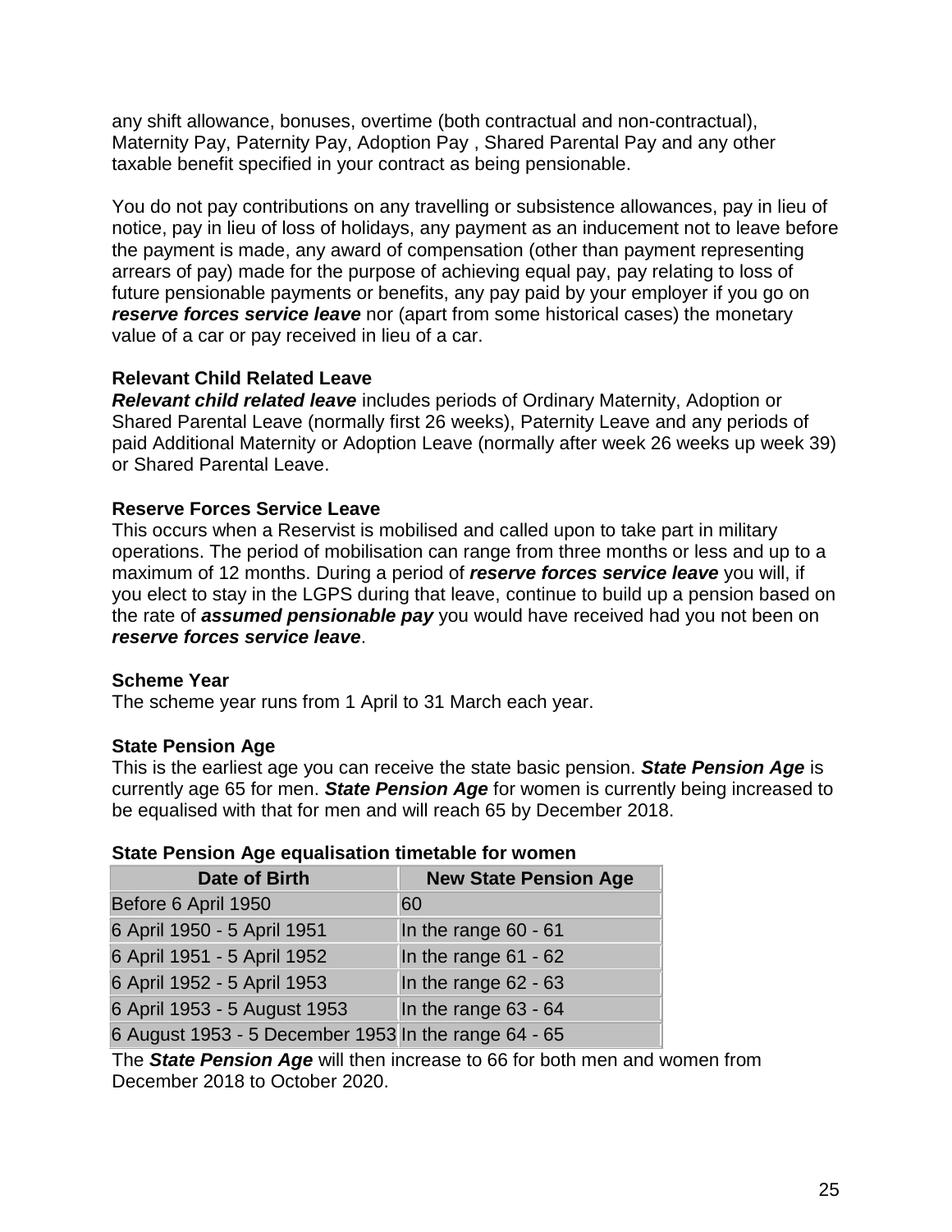any shift allowance, bonuses, overtime (both contractual and non-contractual), Maternity Pay, Paternity Pay, Adoption Pay , Shared Parental Pay and any other taxable benefit specified in your contract as being pensionable.

You do not pay contributions on any travelling or subsistence allowances, pay in lieu of notice, pay in lieu of loss of holidays, any payment as an inducement not to leave before the payment is made, any award of compensation (other than payment representing arrears of pay) made for the purpose of achieving equal pay, pay relating to loss of future pensionable payments or benefits, any pay paid by your employer if you go on ***reserve forces service leave*** nor (apart from some historical cases) the monetary value of a car or pay received in lieu of a car.

**Relevant Child Related Leave**

***Relevant child related leave*** includes periods of Ordinary Maternity, Adoption or Shared Parental Leave (normally first 26 weeks), Paternity Leave and any periods of paid Additional Maternity or Adoption Leave (normally after week 26 weeks up week 39) or Shared Parental Leave.

**Reserve Forces Service Leave**

This occurs when a Reservist is mobilised and called upon to take part in military operations. The period of mobilisation can range from three months or less and up to a maximum of 12 months. During a period of ***reserve forces service leave*** you will, if you elect to stay in the LGPS during that leave, continue to build up a pension based on the rate of ***assumed pensionable pay*** you would have received had you not been on ***reserve forces service leave***.

**Scheme Year**

The scheme year runs from 1 April to 31 March each year.

**State Pension Age**

This is the earliest age you can receive the state basic pension. ***State Pension Age*** is currently age 65 for men. ***State Pension Age*** for women is currently being increased to be equalised with that for men and will reach 65 by December 2018.

**State Pension Age equalisation timetable for women**

| Date of Birth | New State Pension Age |
|---|---|
| Before 6 April 1950 | 60 |
| 6 April 1950 - 5 April 1951 | In the range 60 - 61 |
| 6 April 1951 - 5 April 1952 | In the range 61 - 62 |
| 6 April 1952 - 5 April 1953 | In the range 62 - 63 |
| 6 April 1953 - 5 August 1953 | In the range 63 - 64 |
| 6 August 1953 - 5 December 1953 | In the range 64 - 65 |

The ***State Pension Age*** will then increase to 66 for both men and women from December 2018 to October 2020.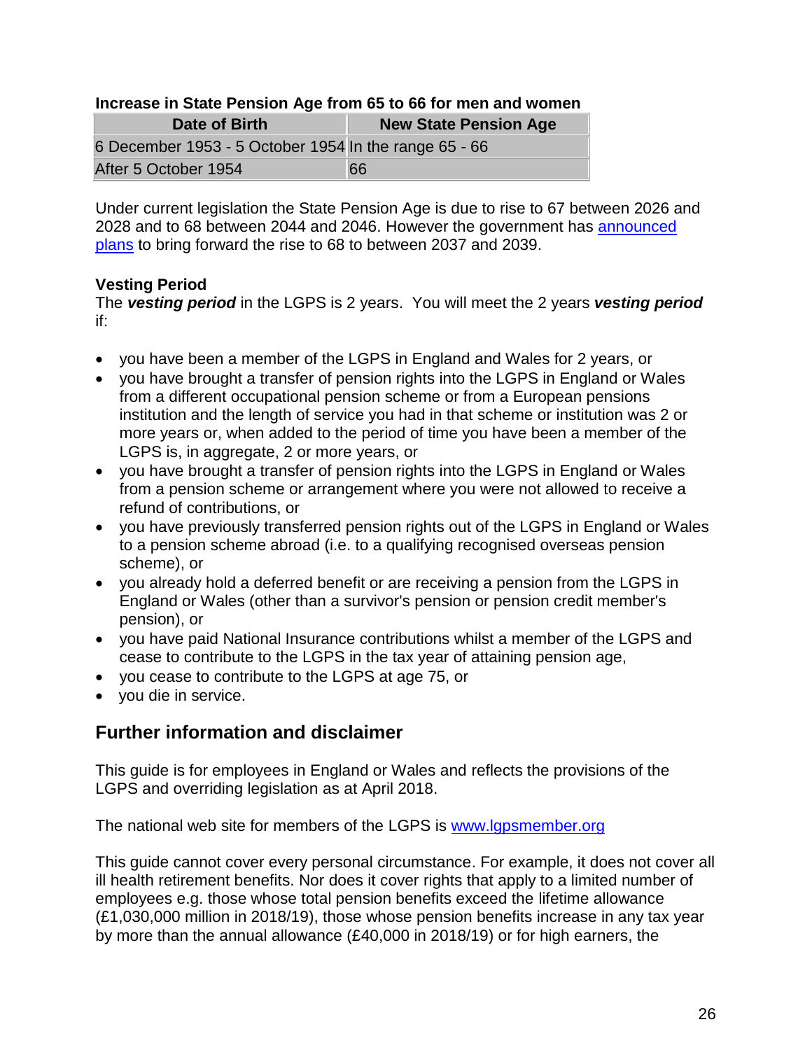**Increase in State Pension Age from 65 to 66 for men and women**

| Date of Birth | New State Pension Age |
|---|---|
| 6 December 1953 - 5 October 1954 | In the range 65 - 66 |
| After 5 October 1954 | 66 |

Under current legislation the State Pension Age is due to rise to 67 between 2026 and 2028 and to 68 between 2044 and 2046. However the government has [announced plans](announced plans) to bring forward the rise to 68 to between 2037 and 2039.

**Vesting Period**

The ***vesting period*** in the LGPS is 2 years. You will meet the 2 years ***vesting period*** if:

- you have been a member of the LGPS in England and Wales for 2 years, or
- you have brought a transfer of pension rights into the LGPS in England or Wales from a different occupational pension scheme or from a European pensions institution and the length of service you had in that scheme or institution was 2 or more years or, when added to the period of time you have been a member of the LGPS is, in aggregate, 2 or more years, or
- you have brought a transfer of pension rights into the LGPS in England or Wales from a pension scheme or arrangement where you were not allowed to receive a refund of contributions, or
- you have previously transferred pension rights out of the LGPS in England or Wales to a pension scheme abroad (i.e. to a qualifying recognised overseas pension scheme), or
- you already hold a deferred benefit or are receiving a pension from the LGPS in England or Wales (other than a survivor's pension or pension credit member's pension), or
- you have paid National Insurance contributions whilst a member of the LGPS and cease to contribute to the LGPS in the tax year of attaining pension age,
- you cease to contribute to the LGPS at age 75, or
- you die in service.

## Further information and disclaimer

This guide is for employees in England or Wales and reflects the provisions of the LGPS and overriding legislation as at April 2018.

The national web site for members of the LGPS is [www.lgpsmember.org](www.lgpsmember.org)

This guide cannot cover every personal circumstance. For example, it does not cover all ill health retirement benefits. Nor does it cover rights that apply to a limited number of employees e.g. those whose total pension benefits exceed the lifetime allowance (£1,030,000 million in 2018/19), those whose pension benefits increase in any tax year by more than the annual allowance (£40,000 in 2018/19) or for high earners, the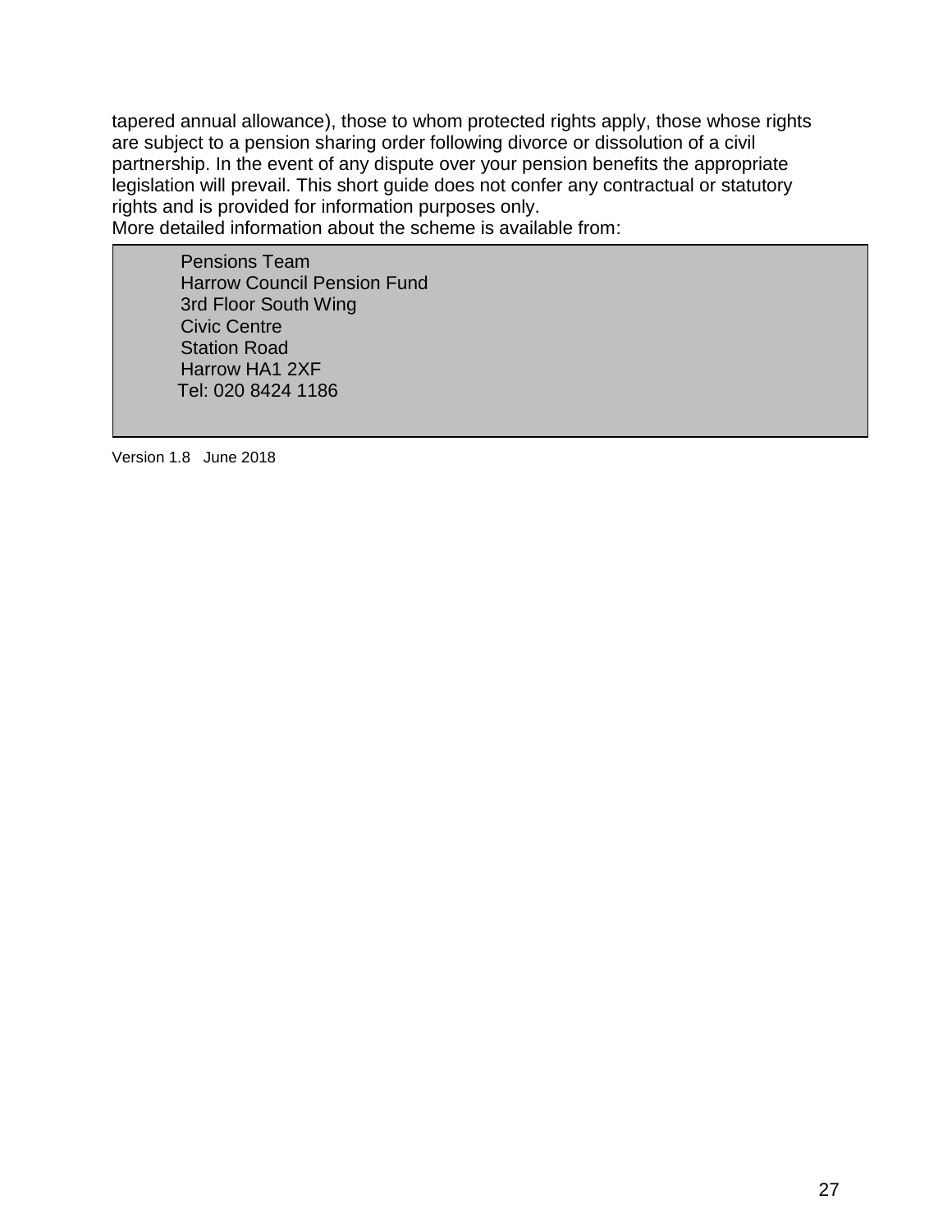tapered annual allowance), those to whom protected rights apply, those whose rights are subject to a pension sharing order following divorce or dissolution of a civil partnership. In the event of any dispute over your pension benefits the appropriate legislation will prevail. This short guide does not confer any contractual or statutory rights and is provided for information purposes only.

More detailed information about the scheme is available from:

> Pensions Team
> Harrow Council Pension Fund
> 3rd Floor South Wing
> Civic Centre
> Station Road
> Harrow HA1 2XF
> Tel: 020 8424 1186

Version 1.8 June 2018